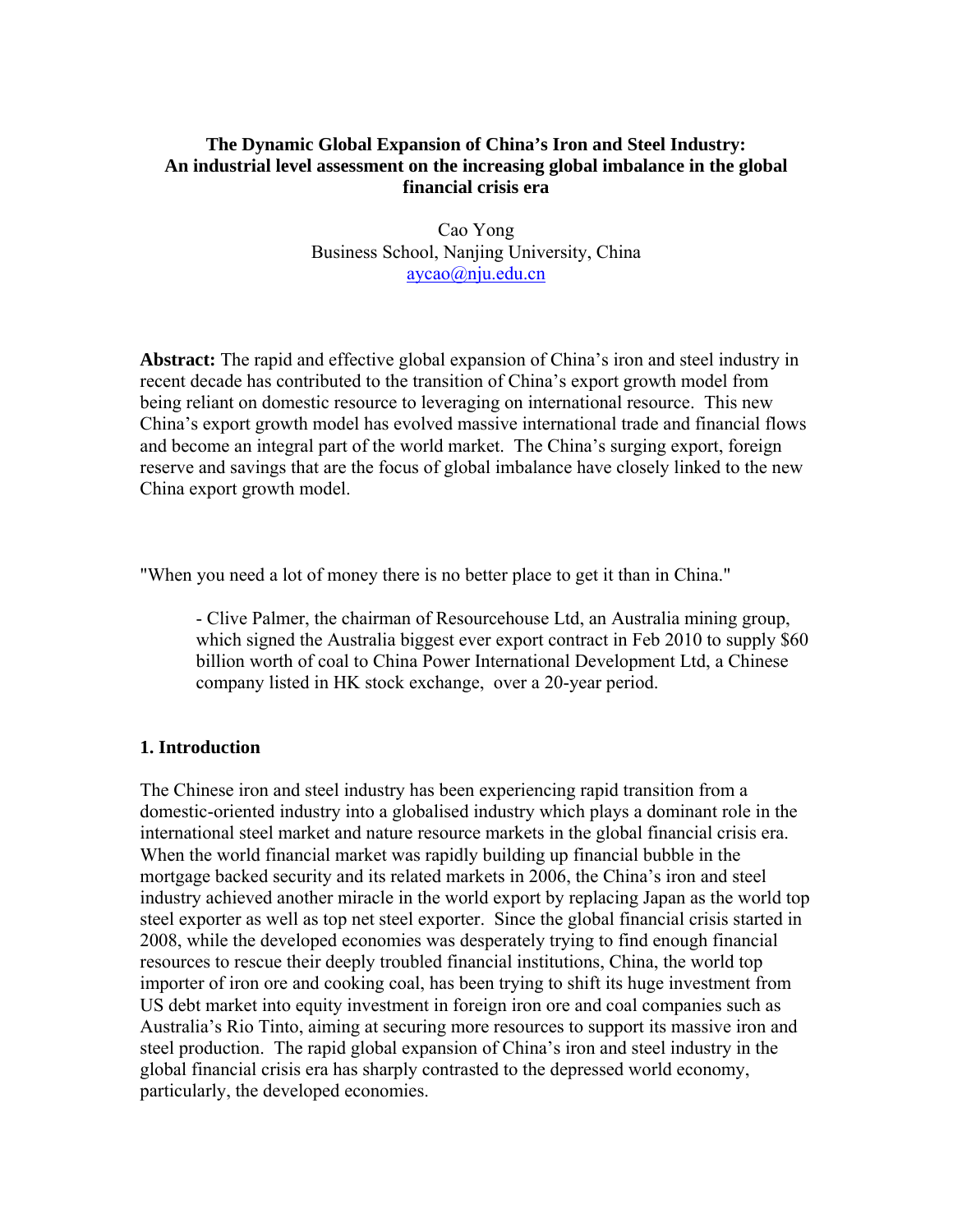**The Dynamic Global Expansion of China's Iron and Steel Industry: An industrial level assessment on the increasing global imbalance in the global financial crisis era**

Cao Yong
Business School, Nanjing University, China
aycao@nju.edu.cn

**Abstract:** The rapid and effective global expansion of China's iron and steel industry in recent decade has contributed to the transition of China's export growth model from being reliant on domestic resource to leveraging on international resource. This new China's export growth model has evolved massive international trade and financial flows and become an integral part of the world market. The China's surging export, foreign reserve and savings that are the focus of global imbalance have closely linked to the new China export growth model.

"When you need a lot of money there is no better place to get it than in China."

> - Clive Palmer, the chairman of Resourcehouse Ltd, an Australia mining group, which signed the Australia biggest ever export contract in Feb 2010 to supply $60 billion worth of coal to China Power International Development Ltd, a Chinese company listed in HK stock exchange, over a 20-year period.

## 1. Introduction

The Chinese iron and steel industry has been experiencing rapid transition from a domestic-oriented industry into a globalised industry which plays a dominant role in the international steel market and nature resource markets in the global financial crisis era. When the world financial market was rapidly building up financial bubble in the mortgage backed security and its related markets in 2006, the China's iron and steel industry achieved another miracle in the world export by replacing Japan as the world top steel exporter as well as top net steel exporter. Since the global financial crisis started in 2008, while the developed economies was desperately trying to find enough financial resources to rescue their deeply troubled financial institutions, China, the world top importer of iron ore and cooking coal, has been trying to shift its huge investment from US debt market into equity investment in foreign iron ore and coal companies such as Australia's Rio Tinto, aiming at securing more resources to support its massive iron and steel production. The rapid global expansion of China's iron and steel industry in the global financial crisis era has sharply contrasted to the depressed world economy, particularly, the developed economies.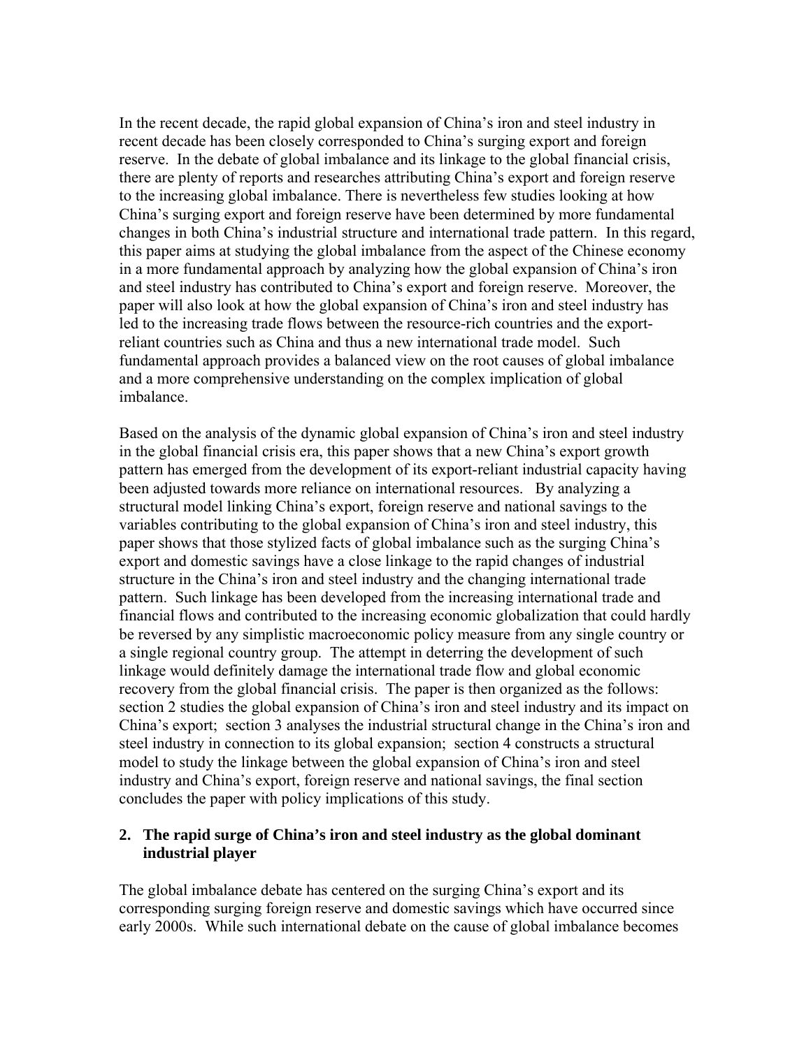In the recent decade, the rapid global expansion of China's iron and steel industry in recent decade has been closely corresponded to China's surging export and foreign reserve. In the debate of global imbalance and its linkage to the global financial crisis, there are plenty of reports and researches attributing China's export and foreign reserve to the increasing global imbalance. There is nevertheless few studies looking at how China's surging export and foreign reserve have been determined by more fundamental changes in both China's industrial structure and international trade pattern. In this regard, this paper aims at studying the global imbalance from the aspect of the Chinese economy in a more fundamental approach by analyzing how the global expansion of China's iron and steel industry has contributed to China's export and foreign reserve. Moreover, the paper will also look at how the global expansion of China's iron and steel industry has led to the increasing trade flows between the resource-rich countries and the export-reliant countries such as China and thus a new international trade model. Such fundamental approach provides a balanced view on the root causes of global imbalance and a more comprehensive understanding on the complex implication of global imbalance.

Based on the analysis of the dynamic global expansion of China's iron and steel industry in the global financial crisis era, this paper shows that a new China's export growth pattern has emerged from the development of its export-reliant industrial capacity having been adjusted towards more reliance on international resources. By analyzing a structural model linking China's export, foreign reserve and national savings to the variables contributing to the global expansion of China's iron and steel industry, this paper shows that those stylized facts of global imbalance such as the surging China's export and domestic savings have a close linkage to the rapid changes of industrial structure in the China's iron and steel industry and the changing international trade pattern. Such linkage has been developed from the increasing international trade and financial flows and contributed to the increasing economic globalization that could hardly be reversed by any simplistic macroeconomic policy measure from any single country or a single regional country group. The attempt in deterring the development of such linkage would definitely damage the international trade flow and global economic recovery from the global financial crisis. The paper is then organized as the follows: section 2 studies the global expansion of China's iron and steel industry and its impact on China's export; section 3 analyses the industrial structural change in the China's iron and steel industry in connection to its global expansion; section 4 constructs a structural model to study the linkage between the global expansion of China's iron and steel industry and China's export, foreign reserve and national savings, the final section concludes the paper with policy implications of this study.

## 2. The rapid surge of China's iron and steel industry as the global dominant industrial player

The global imbalance debate has centered on the surging China's export and its corresponding surging foreign reserve and domestic savings which have occurred since early 2000s. While such international debate on the cause of global imbalance becomes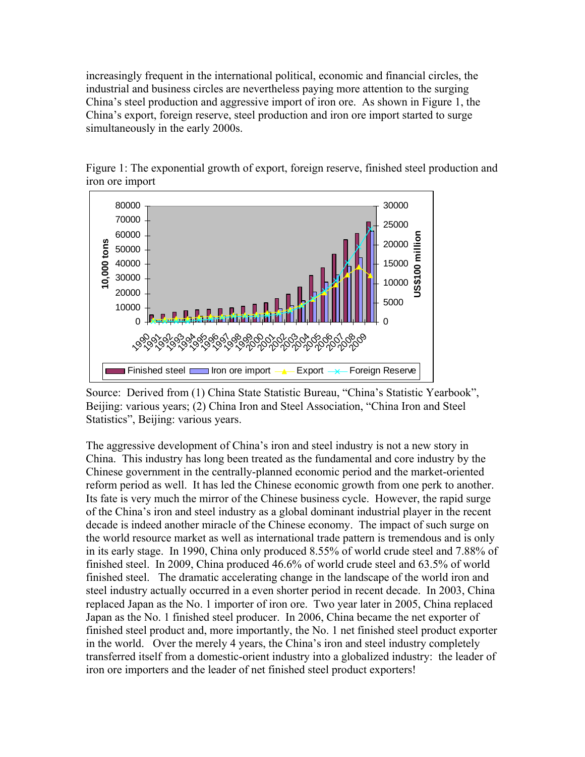increasingly frequent in the international political, economic and financial circles, the industrial and business circles are nevertheless paying more attention to the surging China's steel production and aggressive import of iron ore. As shown in Figure 1, the China's export, foreign reserve, steel production and iron ore import started to surge simultaneously in the early 2000s.

Figure 1: The exponential growth of export, foreign reserve, finished steel production and iron ore import

Source: Derived from (1) China State Statistic Bureau, "China's Statistic Yearbook", Beijing: various years; (2) China Iron and Steel Association, "China Iron and Steel Statistics", Beijing: various years.

The aggressive development of China's iron and steel industry is not a new story in China. This industry has long been treated as the fundamental and core industry by the Chinese government in the centrally-planned economic period and the market-oriented reform period as well. It has led the Chinese economic growth from one perk to another. Its fate is very much the mirror of the Chinese business cycle. However, the rapid surge of the China's iron and steel industry as a global dominant industrial player in the recent decade is indeed another miracle of the Chinese economy. The impact of such surge on the world resource market as well as international trade pattern is tremendous and is only in its early stage. In 1990, China only produced 8.55% of world crude steel and 7.88% of finished steel. In 2009, China produced 46.6% of world crude steel and 63.5% of world finished steel. The dramatic accelerating change in the landscape of the world iron and steel industry actually occurred in a even shorter period in recent decade. In 2003, China replaced Japan as the No. 1 importer of iron ore. Two year later in 2005, China replaced Japan as the No. 1 finished steel producer. In 2006, China became the net exporter of finished steel product and, more importantly, the No. 1 net finished steel product exporter in the world. Over the merely 4 years, the China's iron and steel industry completely transferred itself from a domestic-orient industry into a globalized industry: the leader of iron ore importers and the leader of net finished steel product exporters!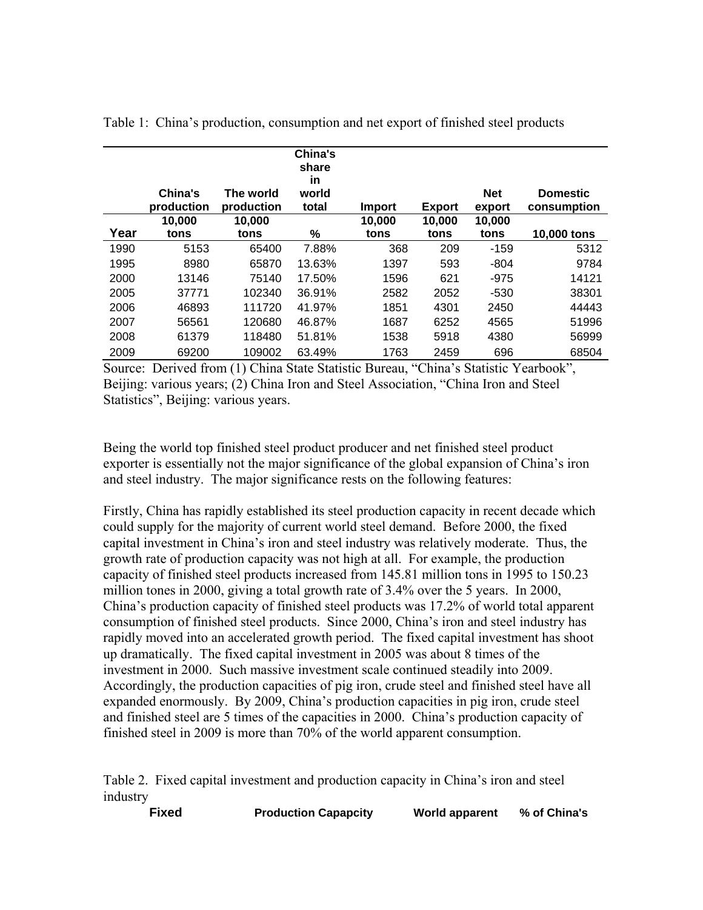Table 1: China's production, consumption and net export of finished steel products

| Year | China's production | The world production | China's share in world total | Import | Export | Net export | Domestic consumption |
|---|---|---|---|---|---|---|---|
| | 10,000 tons | 10,000 tons | % | 10,000 tons | 10,000 tons | 10,000 tons | 10,000 tons |
| 1990 | 5153 | 65400 | 7.88% | 368 | 209 | -159 | 5312 |
| 1995 | 8980 | 65870 | 13.63% | 1397 | 593 | -804 | 9784 |
| 2000 | 13146 | 75140 | 17.50% | 1596 | 621 | -975 | 14121 |
| 2005 | 37771 | 102340 | 36.91% | 2582 | 2052 | -530 | 38301 |
| 2006 | 46893 | 111720 | 41.97% | 1851 | 4301 | 2450 | 44443 |
| 2007 | 56561 | 120680 | 46.87% | 1687 | 6252 | 4565 | 51996 |
| 2008 | 61379 | 118480 | 51.81% | 1538 | 5918 | 4380 | 56999 |
| 2009 | 69200 | 109002 | 63.49% | 1763 | 2459 | 696 | 68504 |

Source: Derived from (1) China State Statistic Bureau, "China's Statistic Yearbook", Beijing: various years; (2) China Iron and Steel Association, "China Iron and Steel Statistics", Beijing: various years.

Being the world top finished steel product producer and net finished steel product exporter is essentially not the major significance of the global expansion of China's iron and steel industry. The major significance rests on the following features:

Firstly, China has rapidly established its steel production capacity in recent decade which could supply for the majority of current world steel demand. Before 2000, the fixed capital investment in China's iron and steel industry was relatively moderate. Thus, the growth rate of production capacity was not high at all. For example, the production capacity of finished steel products increased from 145.81 million tons in 1995 to 150.23 million tones in 2000, giving a total growth rate of 3.4% over the 5 years. In 2000, China's production capacity of finished steel products was 17.2% of world total apparent consumption of finished steel products. Since 2000, China's iron and steel industry has rapidly moved into an accelerated growth period. The fixed capital investment has shoot up dramatically. The fixed capital investment in 2005 was about 8 times of the investment in 2000. Such massive investment scale continued steadily into 2009. Accordingly, the production capacities of pig iron, crude steel and finished steel have all expanded enormously. By 2009, China's production capacities in pig iron, crude steel and finished steel are 5 times of the capacities in 2000. China's production capacity of finished steel in 2009 is more than 70% of the world apparent consumption.

Table 2. Fixed capital investment and production capacity in China's iron and steel industry

| Fixed | Production Capapcity | World apparent | % of China's |
|---|---|---|---|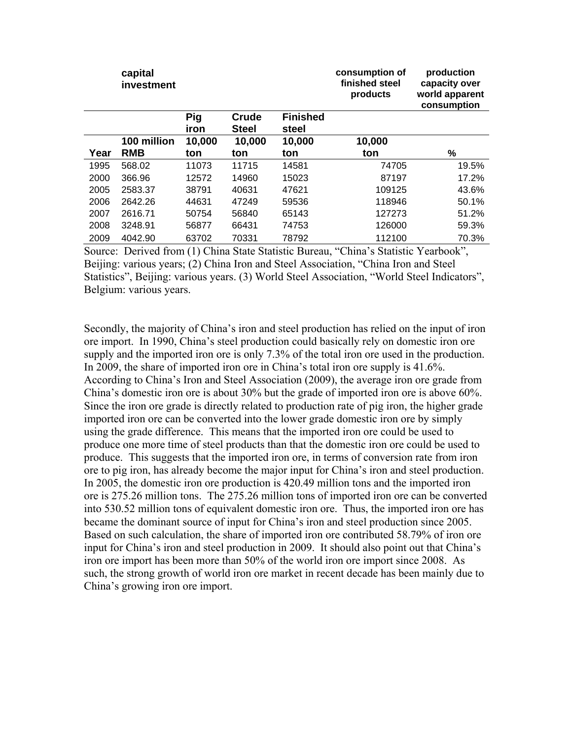| | capital investment | | | | consumption of finished steel products | production capacity over world apparent consumption |
|---|---|---|---|---|---|---|
| | | Pig iron | Crude Steel | Finished steel | | |
| Year | 100 million RMB | 10,000 ton | 10,000 ton | 10,000 ton | 10,000 ton | % |
| 1995 | 568.02 | 11073 | 11715 | 14581 | 74705 | 19.5% |
| 2000 | 366.96 | 12572 | 14960 | 15023 | 87197 | 17.2% |
| 2005 | 2583.37 | 38791 | 40631 | 47621 | 109125 | 43.6% |
| 2006 | 2642.26 | 44631 | 47249 | 59536 | 118946 | 50.1% |
| 2007 | 2616.71 | 50754 | 56840 | 65143 | 127273 | 51.2% |
| 2008 | 3248.91 | 56877 | 66431 | 74753 | 126000 | 59.3% |
| 2009 | 4042.90 | 63702 | 70331 | 78792 | 112100 | 70.3% |

Source: Derived from (1) China State Statistic Bureau, "China's Statistic Yearbook", Beijing: various years; (2) China Iron and Steel Association, "China Iron and Steel Statistics", Beijing: various years. (3) World Steel Association, "World Steel Indicators", Belgium: various years.

Secondly, the majority of China's iron and steel production has relied on the input of iron ore import. In 1990, China's steel production could basically rely on domestic iron ore supply and the imported iron ore is only 7.3% of the total iron ore used in the production. In 2009, the share of imported iron ore in China's total iron ore supply is 41.6%. According to China's Iron and Steel Association (2009), the average iron ore grade from China's domestic iron ore is about 30% but the grade of imported iron ore is above 60%. Since the iron ore grade is directly related to production rate of pig iron, the higher grade imported iron ore can be converted into the lower grade domestic iron ore by simply using the grade difference. This means that the imported iron ore could be used to produce one more time of steel products than that the domestic iron ore could be used to produce. This suggests that the imported iron ore, in terms of conversion rate from iron ore to pig iron, has already become the major input for China's iron and steel production. In 2005, the domestic iron ore production is 420.49 million tons and the imported iron ore is 275.26 million tons. The 275.26 million tons of imported iron ore can be converted into 530.52 million tons of equivalent domestic iron ore. Thus, the imported iron ore has became the dominant source of input for China's iron and steel production since 2005. Based on such calculation, the share of imported iron ore contributed 58.79% of iron ore input for China's iron and steel production in 2009. It should also point out that China's iron ore import has been more than 50% of the world iron ore import since 2008. As such, the strong growth of world iron ore market in recent decade has been mainly due to China's growing iron ore import.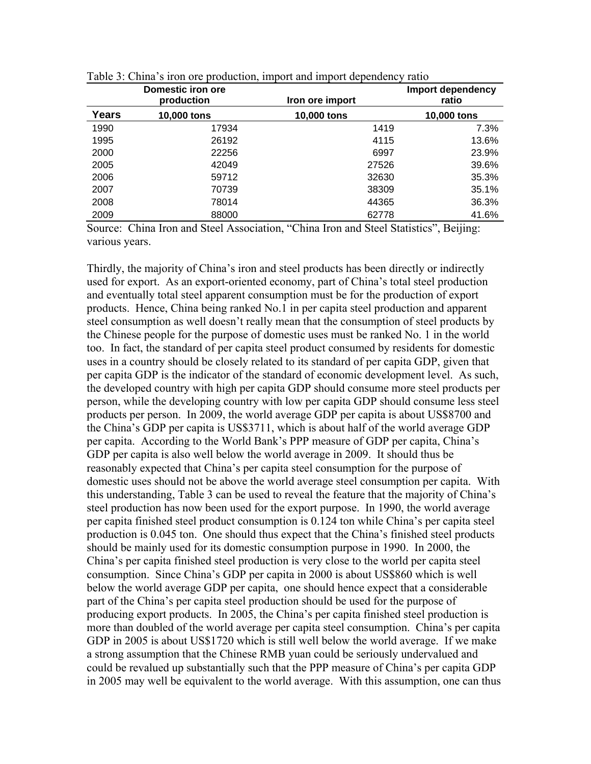Table 3: China's iron ore production, import and import dependency ratio

| | Domestic iron ore production | Iron ore import | Import dependency ratio |
|---|---|---|---|
| Years | 10,000 tons | 10,000 tons | 10,000 tons |
| 1990 | 17934 | 1419 | 7.3% |
| 1995 | 26192 | 4115 | 13.6% |
| 2000 | 22256 | 6997 | 23.9% |
| 2005 | 42049 | 27526 | 39.6% |
| 2006 | 59712 | 32630 | 35.3% |
| 2007 | 70739 | 38309 | 35.1% |
| 2008 | 78014 | 44365 | 36.3% |
| 2009 | 88000 | 62778 | 41.6% |

Source: China Iron and Steel Association, "China Iron and Steel Statistics", Beijing: various years.

Thirdly, the majority of China's iron and steel products has been directly or indirectly used for export. As an export-oriented economy, part of China's total steel production and eventually total steel apparent consumption must be for the production of export products. Hence, China being ranked No.1 in per capita steel production and apparent steel consumption as well doesn't really mean that the consumption of steel products by the Chinese people for the purpose of domestic uses must be ranked No. 1 in the world too. In fact, the standard of per capita steel product consumed by residents for domestic uses in a country should be closely related to its standard of per capita GDP, given that per capita GDP is the indicator of the standard of economic development level. As such, the developed country with high per capita GDP should consume more steel products per person, while the developing country with low per capita GDP should consume less steel products per person. In 2009, the world average GDP per capita is about US$8700 and the China's GDP per capita is US$3711, which is about half of the world average GDP per capita. According to the World Bank's PPP measure of GDP per capita, China's GDP per capita is also well below the world average in 2009. It should thus be reasonably expected that China's per capita steel consumption for the purpose of domestic uses should not be above the world average steel consumption per capita. With this understanding, Table 3 can be used to reveal the feature that the majority of China's steel production has now been used for the export purpose. In 1990, the world average per capita finished steel product consumption is 0.124 ton while China's per capita steel production is 0.045 ton. One should thus expect that the China's finished steel products should be mainly used for its domestic consumption purpose in 1990. In 2000, the China's per capita finished steel production is very close to the world per capita steel consumption. Since China's GDP per capita in 2000 is about US$860 which is well below the world average GDP per capita, one should hence expect that a considerable part of the China's per capita steel production should be used for the purpose of producing export products. In 2005, the China's per capita finished steel production is more than doubled of the world average per capita steel consumption. China's per capita GDP in 2005 is about US$1720 which is still well below the world average. If we make a strong assumption that the Chinese RMB yuan could be seriously undervalued and could be revalued up substantially such that the PPP measure of China's per capita GDP in 2005 may well be equivalent to the world average. With this assumption, one can thus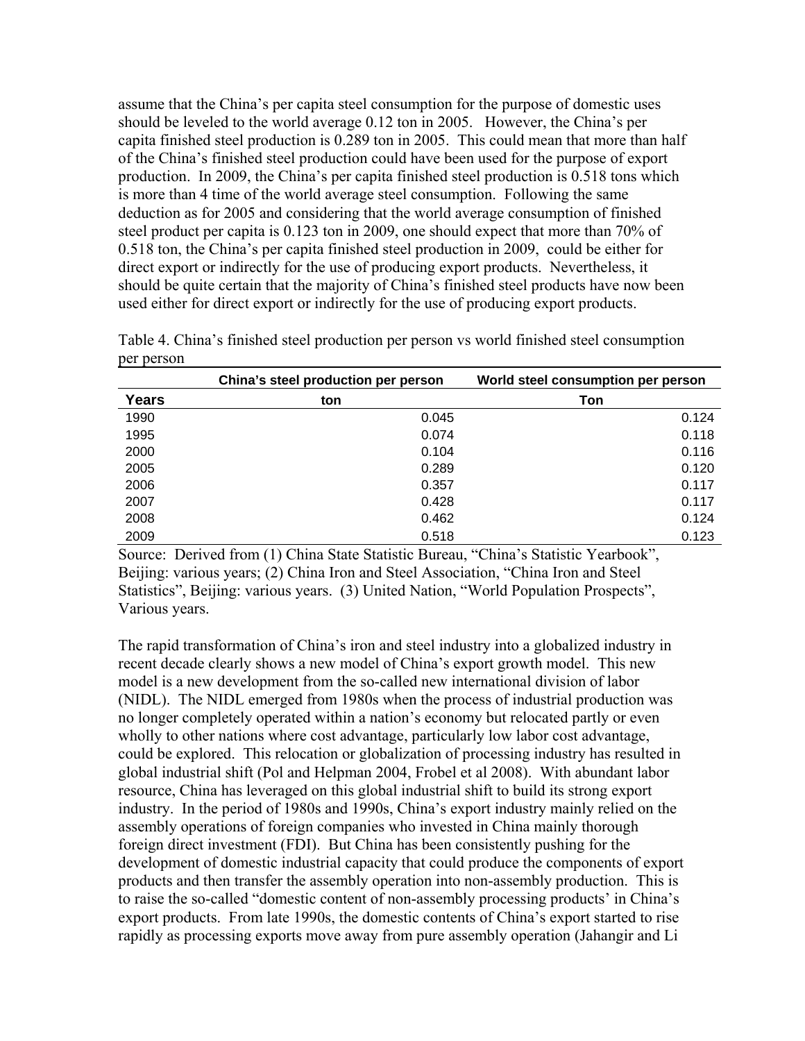assume that the China's per capita steel consumption for the purpose of domestic uses should be leveled to the world average 0.12 ton in 2005. However, the China's per capita finished steel production is 0.289 ton in 2005. This could mean that more than half of the China's finished steel production could have been used for the purpose of export production. In 2009, the China's per capita finished steel production is 0.518 tons which is more than 4 time of the world average steel consumption. Following the same deduction as for 2005 and considering that the world average consumption of finished steel product per capita is 0.123 ton in 2009, one should expect that more than 70% of 0.518 ton, the China's per capita finished steel production in 2009, could be either for direct export or indirectly for the use of producing export products. Nevertheless, it should be quite certain that the majority of China's finished steel products have now been used either for direct export or indirectly for the use of producing export products.

Table 4. China's finished steel production per person vs world finished steel consumption per person

| | China's steel production per person | World steel consumption per person |
|---|---|---|
| **Years** | **ton** | **Ton** |
| 1990 | 0.045 | 0.124 |
| 1995 | 0.074 | 0.118 |
| 2000 | 0.104 | 0.116 |
| 2005 | 0.289 | 0.120 |
| 2006 | 0.357 | 0.117 |
| 2007 | 0.428 | 0.117 |
| 2008 | 0.462 | 0.124 |
| 2009 | 0.518 | 0.123 |

Source: Derived from (1) China State Statistic Bureau, "China's Statistic Yearbook", Beijing: various years; (2) China Iron and Steel Association, "China Iron and Steel Statistics", Beijing: various years. (3) United Nation, "World Population Prospects", Various years.

The rapid transformation of China's iron and steel industry into a globalized industry in recent decade clearly shows a new model of China's export growth model. This new model is a new development from the so-called new international division of labor (NIDL). The NIDL emerged from 1980s when the process of industrial production was no longer completely operated within a nation's economy but relocated partly or even wholly to other nations where cost advantage, particularly low labor cost advantage, could be explored. This relocation or globalization of processing industry has resulted in global industrial shift (Pol and Helpman 2004, Frobel et al 2008). With abundant labor resource, China has leveraged on this global industrial shift to build its strong export industry. In the period of 1980s and 1990s, China's export industry mainly relied on the assembly operations of foreign companies who invested in China mainly thorough foreign direct investment (FDI). But China has been consistently pushing for the development of domestic industrial capacity that could produce the components of export products and then transfer the assembly operation into non-assembly production. This is to raise the so-called "domestic content of non-assembly processing products' in China's export products. From late 1990s, the domestic contents of China's export started to rise rapidly as processing exports move away from pure assembly operation (Jahangir and Li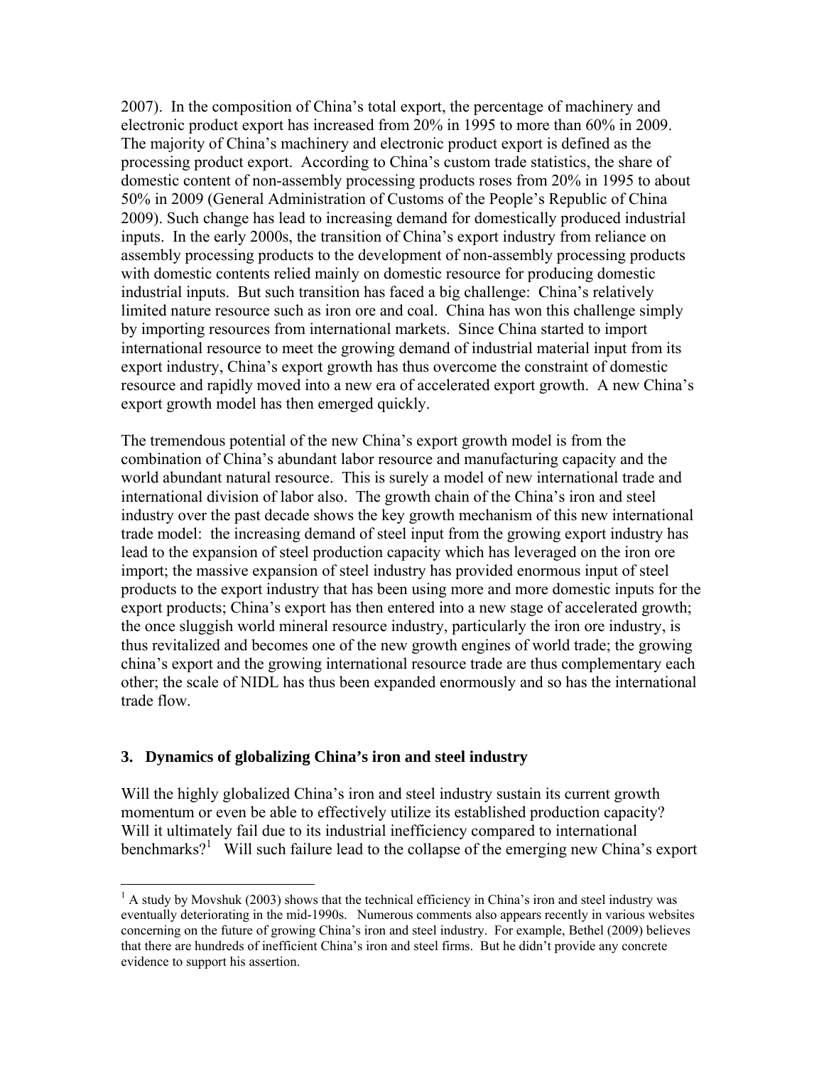2007). In the composition of China's total export, the percentage of machinery and electronic product export has increased from 20% in 1995 to more than 60% in 2009. The majority of China's machinery and electronic product export is defined as the processing product export. According to China's custom trade statistics, the share of domestic content of non-assembly processing products roses from 20% in 1995 to about 50% in 2009 (General Administration of Customs of the People's Republic of China 2009). Such change has lead to increasing demand for domestically produced industrial inputs. In the early 2000s, the transition of China's export industry from reliance on assembly processing products to the development of non-assembly processing products with domestic contents relied mainly on domestic resource for producing domestic industrial inputs. But such transition has faced a big challenge: China's relatively limited nature resource such as iron ore and coal. China has won this challenge simply by importing resources from international markets. Since China started to import international resource to meet the growing demand of industrial material input from its export industry, China's export growth has thus overcome the constraint of domestic resource and rapidly moved into a new era of accelerated export growth. A new China's export growth model has then emerged quickly.

The tremendous potential of the new China's export growth model is from the combination of China's abundant labor resource and manufacturing capacity and the world abundant natural resource. This is surely a model of new international trade and international division of labor also. The growth chain of the China's iron and steel industry over the past decade shows the key growth mechanism of this new international trade model: the increasing demand of steel input from the growing export industry has lead to the expansion of steel production capacity which has leveraged on the iron ore import; the massive expansion of steel industry has provided enormous input of steel products to the export industry that has been using more and more domestic inputs for the export products; China's export has then entered into a new stage of accelerated growth; the once sluggish world mineral resource industry, particularly the iron ore industry, is thus revitalized and becomes one of the new growth engines of world trade; the growing china's export and the growing international resource trade are thus complementary each other; the scale of NIDL has thus been expanded enormously and so has the international trade flow.

### 3. Dynamics of globalizing China's iron and steel industry

Will the highly globalized China's iron and steel industry sustain its current growth momentum or even be able to effectively utilize its established production capacity? Will it ultimately fail due to its industrial inefficiency compared to international benchmarks?[1] Will such failure lead to the collapse of the emerging new China's export

[1] A study by Movshuk (2003) shows that the technical efficiency in China's iron and steel industry was eventually deteriorating in the mid-1990s. Numerous comments also appears recently in various websites concerning on the future of growing China's iron and steel industry. For example, Bethel (2009) believes that there are hundreds of inefficient China's iron and steel firms. But he didn't provide any concrete evidence to support his assertion.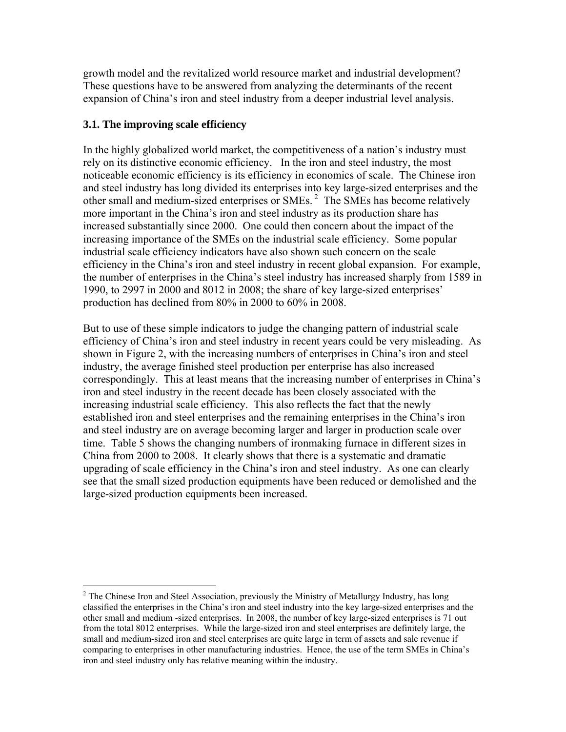growth model and the revitalized world resource market and industrial development? These questions have to be answered from analyzing the determinants of the recent expansion of China's iron and steel industry from a deeper industrial level analysis.

### 3.1. The improving scale efficiency

In the highly globalized world market, the competitiveness of a nation's industry must rely on its distinctive economic efficiency. In the iron and steel industry, the most noticeable economic efficiency is its efficiency in economics of scale. The Chinese iron and steel industry has long divided its enterprises into key large-sized enterprises and the other small and medium-sized enterprises or SMEs.[2] The SMEs has become relatively more important in the China's iron and steel industry as its production share has increased substantially since 2000. One could then concern about the impact of the increasing importance of the SMEs on the industrial scale efficiency. Some popular industrial scale efficiency indicators have also shown such concern on the scale efficiency in the China's iron and steel industry in recent global expansion. For example, the number of enterprises in the China's steel industry has increased sharply from 1589 in 1990, to 2997 in 2000 and 8012 in 2008; the share of key large-sized enterprises' production has declined from 80% in 2000 to 60% in 2008.

But to use of these simple indicators to judge the changing pattern of industrial scale efficiency of China's iron and steel industry in recent years could be very misleading. As shown in Figure 2, with the increasing numbers of enterprises in China's iron and steel industry, the average finished steel production per enterprise has also increased correspondingly. This at least means that the increasing number of enterprises in China's iron and steel industry in the recent decade has been closely associated with the increasing industrial scale efficiency. This also reflects the fact that the newly established iron and steel enterprises and the remaining enterprises in the China's iron and steel industry are on average becoming larger and larger in production scale over time. Table 5 shows the changing numbers of ironmaking furnace in different sizes in China from 2000 to 2008. It clearly shows that there is a systematic and dramatic upgrading of scale efficiency in the China's iron and steel industry. As one can clearly see that the small sized production equipments have been reduced or demolished and the large-sized production equipments been increased.

---

[2] The Chinese Iron and Steel Association, previously the Ministry of Metallurgy Industry, has long classified the enterprises in the China's iron and steel industry into the key large-sized enterprises and the other small and medium -sized enterprises. In 2008, the number of key large-sized enterprises is 71 out from the total 8012 enterprises. While the large-sized iron and steel enterprises are definitely large, the small and medium-sized iron and steel enterprises are quite large in term of assets and sale revenue if comparing to enterprises in other manufacturing industries. Hence, the use of the term SMEs in China's iron and steel industry only has relative meaning within the industry.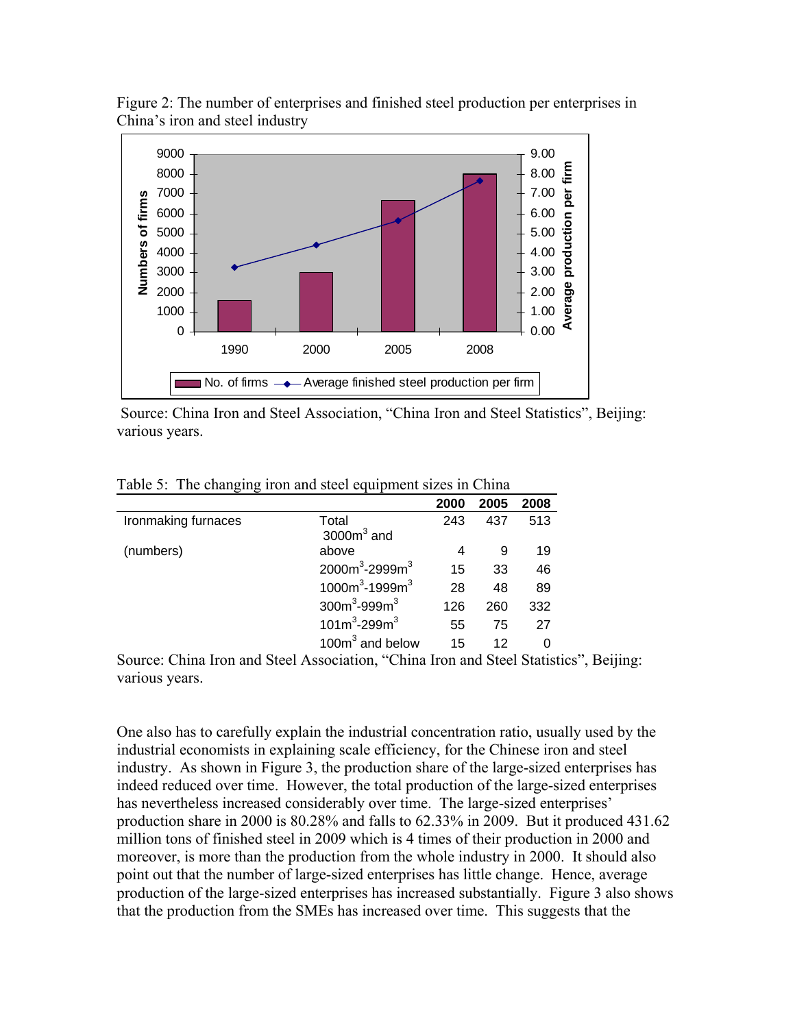Figure 2: The number of enterprises and finished steel production per enterprises in China's iron and steel industry

Source: China Iron and Steel Association, "China Iron and Steel Statistics", Beijing: various years.

Table 5: The changing iron and steel equipment sizes in China

| | | 2000 | 2005 | 2008 |
|---|---|---|---|---|
| Ironmaking furnaces | Total | 243 | 437 | 513 |
| (numbers) | $3000m^3$ and above | 4 | 9 | 19 |
| | $2000m^3$-$2999m^3$ | 15 | 33 | 46 |
| | $1000m^3$-$1999m^3$ | 28 | 48 | 89 |
| | $300m^3$-$999m^3$ | 126 | 260 | 332 |
| | $101m^3$-$299m^3$ | 55 | 75 | 27 |
| | $100m^3$ and below | 15 | 12 | 0 |

Source: China Iron and Steel Association, "China Iron and Steel Statistics", Beijing: various years.

One also has to carefully explain the industrial concentration ratio, usually used by the industrial economists in explaining scale efficiency, for the Chinese iron and steel industry. As shown in Figure 3, the production share of the large-sized enterprises has indeed reduced over time. However, the total production of the large-sized enterprises has nevertheless increased considerably over time. The large-sized enterprises' production share in 2000 is 80.28% and falls to 62.33% in 2009. But it produced 431.62 million tons of finished steel in 2009 which is 4 times of their production in 2000 and moreover, is more than the production from the whole industry in 2000. It should also point out that the number of large-sized enterprises has little change. Hence, average production of the large-sized enterprises has increased substantially. Figure 3 also shows that the production from the SMEs has increased over time. This suggests that the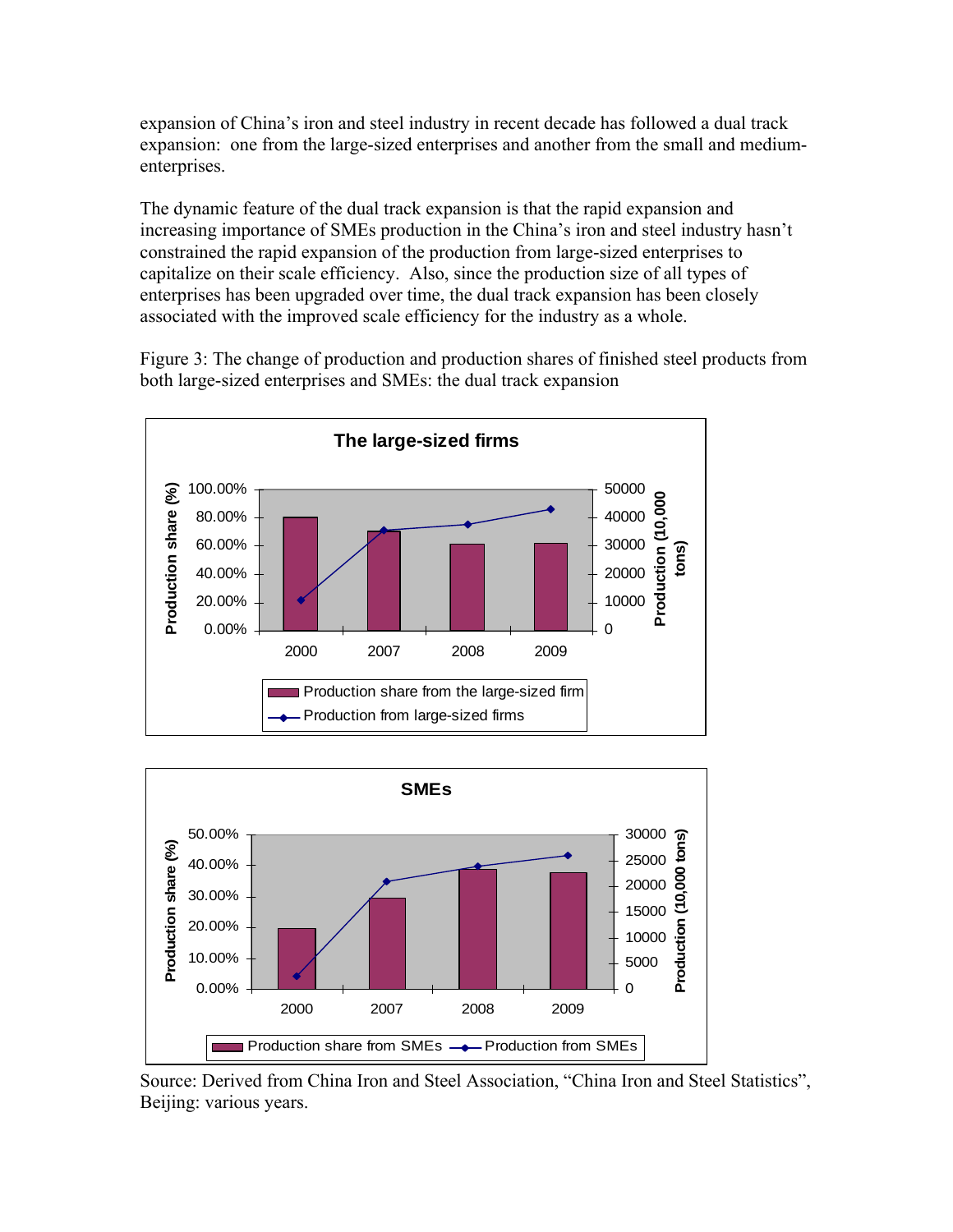expansion of China's iron and steel industry in recent decade has followed a dual track expansion: one from the large-sized enterprises and another from the small and medium-enterprises.

The dynamic feature of the dual track expansion is that the rapid expansion and increasing importance of SMEs production in the China's iron and steel industry hasn't constrained the rapid expansion of the production from large-sized enterprises to capitalize on their scale efficiency. Also, since the production size of all types of enterprises has been upgraded over time, the dual track expansion has been closely associated with the improved scale efficiency for the industry as a whole.

Figure 3: The change of production and production shares of finished steel products from both large-sized enterprises and SMEs: the dual track expansion

Source: Derived from China Iron and Steel Association, "China Iron and Steel Statistics", Beijing: various years.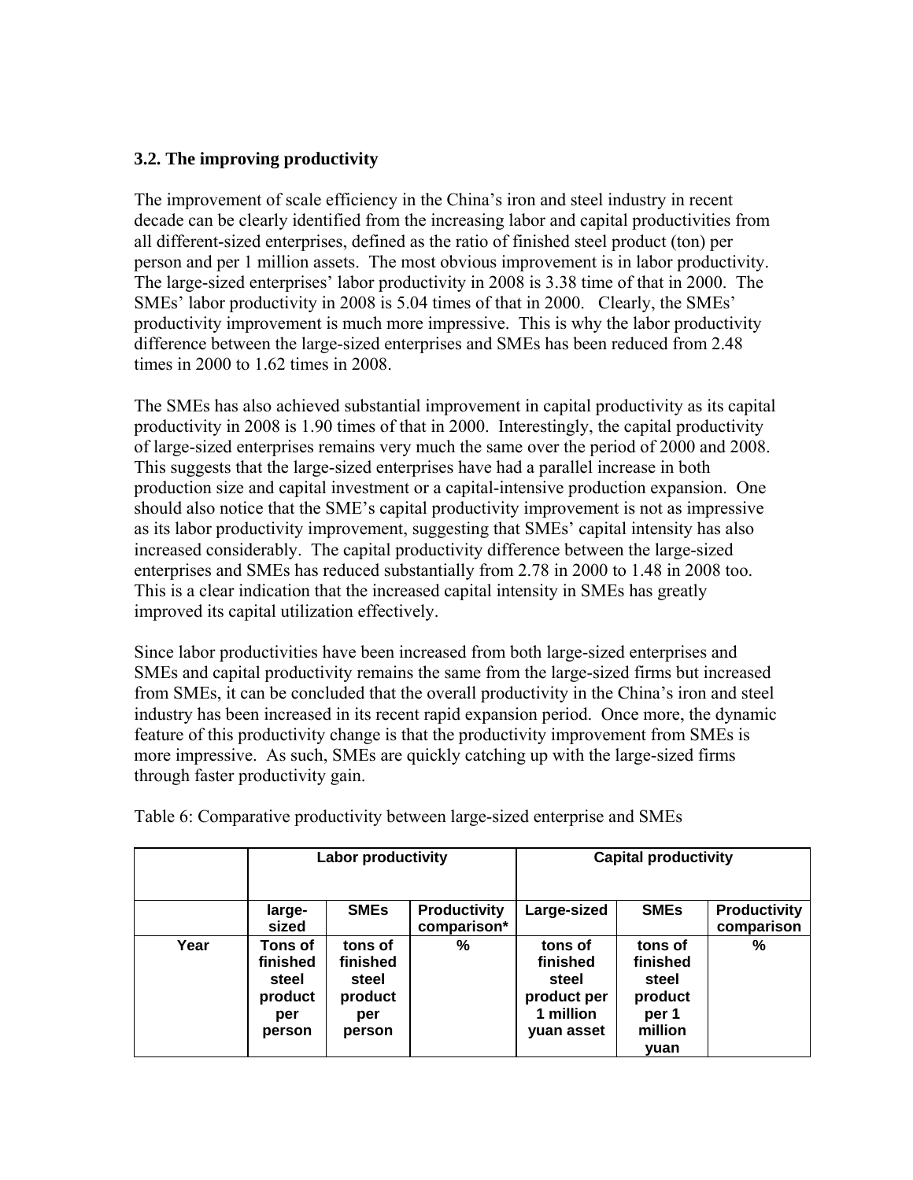### 3.2. The improving productivity

The improvement of scale efficiency in the China's iron and steel industry in recent decade can be clearly identified from the increasing labor and capital productivities from all different-sized enterprises, defined as the ratio of finished steel product (ton) per person and per 1 million assets. The most obvious improvement is in labor productivity. The large-sized enterprises' labor productivity in 2008 is 3.38 time of that in 2000. The SMEs' labor productivity in 2008 is 5.04 times of that in 2000. Clearly, the SMEs' productivity improvement is much more impressive. This is why the labor productivity difference between the large-sized enterprises and SMEs has been reduced from 2.48 times in 2000 to 1.62 times in 2008.

The SMEs has also achieved substantial improvement in capital productivity as its capital productivity in 2008 is 1.90 times of that in 2000. Interestingly, the capital productivity of large-sized enterprises remains very much the same over the period of 2000 and 2008. This suggests that the large-sized enterprises have had a parallel increase in both production size and capital investment or a capital-intensive production expansion. One should also notice that the SME's capital productivity improvement is not as impressive as its labor productivity improvement, suggesting that SMEs' capital intensity has also increased considerably. The capital productivity difference between the large-sized enterprises and SMEs has reduced substantially from 2.78 in 2000 to 1.48 in 2008 too. This is a clear indication that the increased capital intensity in SMEs has greatly improved its capital utilization effectively.

Since labor productivities have been increased from both large-sized enterprises and SMEs and capital productivity remains the same from the large-sized firms but increased from SMEs, it can be concluded that the overall productivity in the China's iron and steel industry has been increased in its recent rapid expansion period. Once more, the dynamic feature of this productivity change is that the productivity improvement from SMEs is more impressive. As such, SMEs are quickly catching up with the large-sized firms through faster productivity gain.

Table 6: Comparative productivity between large-sized enterprise and SMEs

| | **Labor productivity** | | | **Capital productivity** | | |
|---|---|---|---|---|---|---|
| | **large-sized** | **SMEs** | **Productivity comparison*** | **Large-sized** | **SMEs** | **Productivity comparison** |
| **Year** | **Tons of finished steel product per person** | **tons of finished steel product per person** | **%** | **tons of finished steel product per 1 million yuan asset** | **tons of finished steel product per 1 million yuan** | **%** |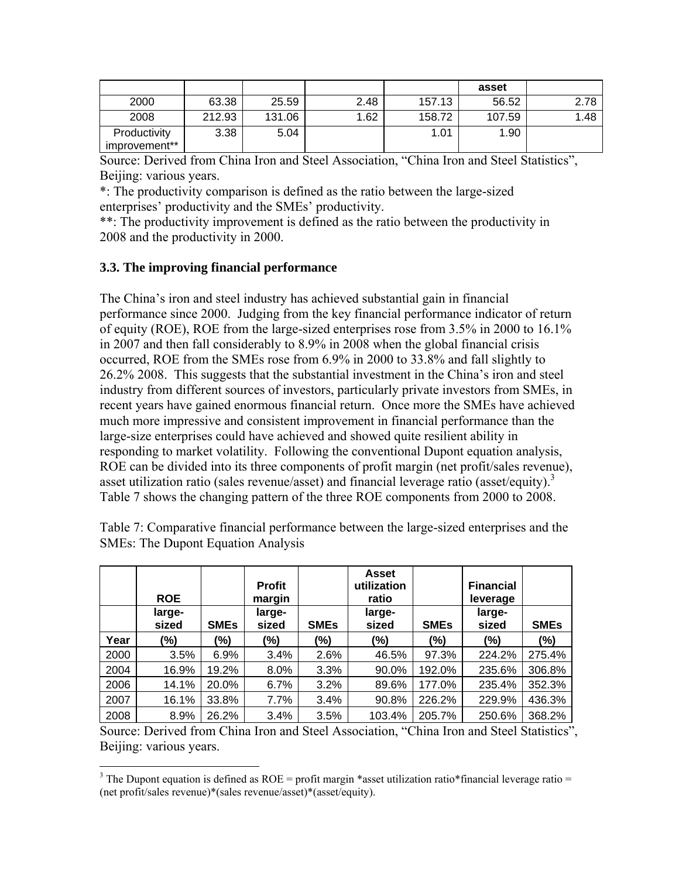| | | | | | asset | |
|---|---|---|---|---|---|---|
| 2000 | 63.38 | 25.59 | 2.48 | 157.13 | 56.52 | 2.78 |
| 2008 | 212.93 | 131.06 | 1.62 | 158.72 | 107.59 | 1.48 |
| Productivity improvement** | 3.38 | 5.04 | | 1.01 | 1.90 | |

Source: Derived from China Iron and Steel Association, "China Iron and Steel Statistics", Beijing: various years.

*: The productivity comparison is defined as the ratio between the large-sized enterprises' productivity and the SMEs' productivity.

**: The productivity improvement is defined as the ratio between the productivity in 2008 and the productivity in 2000.

### 3.3. The improving financial performance

The China's iron and steel industry has achieved substantial gain in financial performance since 2000. Judging from the key financial performance indicator of return of equity (ROE), ROE from the large-sized enterprises rose from 3.5% in 2000 to 16.1% in 2007 and then fall considerably to 8.9% in 2008 when the global financial crisis occurred, ROE from the SMEs rose from 6.9% in 2000 to 33.8% and fall slightly to 26.2% 2008. This suggests that the substantial investment in the China's iron and steel industry from different sources of investors, particularly private investors from SMEs, in recent years have gained enormous financial return. Once more the SMEs have achieved much more impressive and consistent improvement in financial performance than the large-size enterprises could have achieved and showed quite resilient ability in responding to market volatility. Following the conventional Dupont equation analysis, ROE can be divided into its three components of profit margin (net profit/sales revenue), asset utilization ratio (sales revenue/asset) and financial leverage ratio (asset/equity).[3] Table 7 shows the changing pattern of the three ROE components from 2000 to 2008.

Table 7: Comparative financial performance between the large-sized enterprises and the SMEs: The Dupont Equation Analysis

| | ROE | | Profit margin | | Asset utilization ratio | | Financial leverage | |
|---|---|---|---|---|---|---|---|---|
| | large-sized | SMEs | large-sized | SMEs | large-sized | SMEs | large-sized | SMEs |
| Year | (%) | (%) | (%) | (%) | (%) | (%) | (%) | (%) |
| 2000 | 3.5% | 6.9% | 3.4% | 2.6% | 46.5% | 97.3% | 224.2% | 275.4% |
| 2004 | 16.9% | 19.2% | 8.0% | 3.3% | 90.0% | 192.0% | 235.6% | 306.8% |
| 2006 | 14.1% | 20.0% | 6.7% | 3.2% | 89.6% | 177.0% | 235.4% | 352.3% |
| 2007 | 16.1% | 33.8% | 7.7% | 3.4% | 90.8% | 226.2% | 229.9% | 436.3% |
| 2008 | 8.9% | 26.2% | 3.4% | 3.5% | 103.4% | 205.7% | 250.6% | 368.2% |

Source: Derived from China Iron and Steel Association, "China Iron and Steel Statistics", Beijing: various years.

[3] The Dupont equation is defined as ROE = profit margin *asset utilization ratio*financial leverage ratio = (net profit/sales revenue)*(sales revenue/asset)*(asset/equity).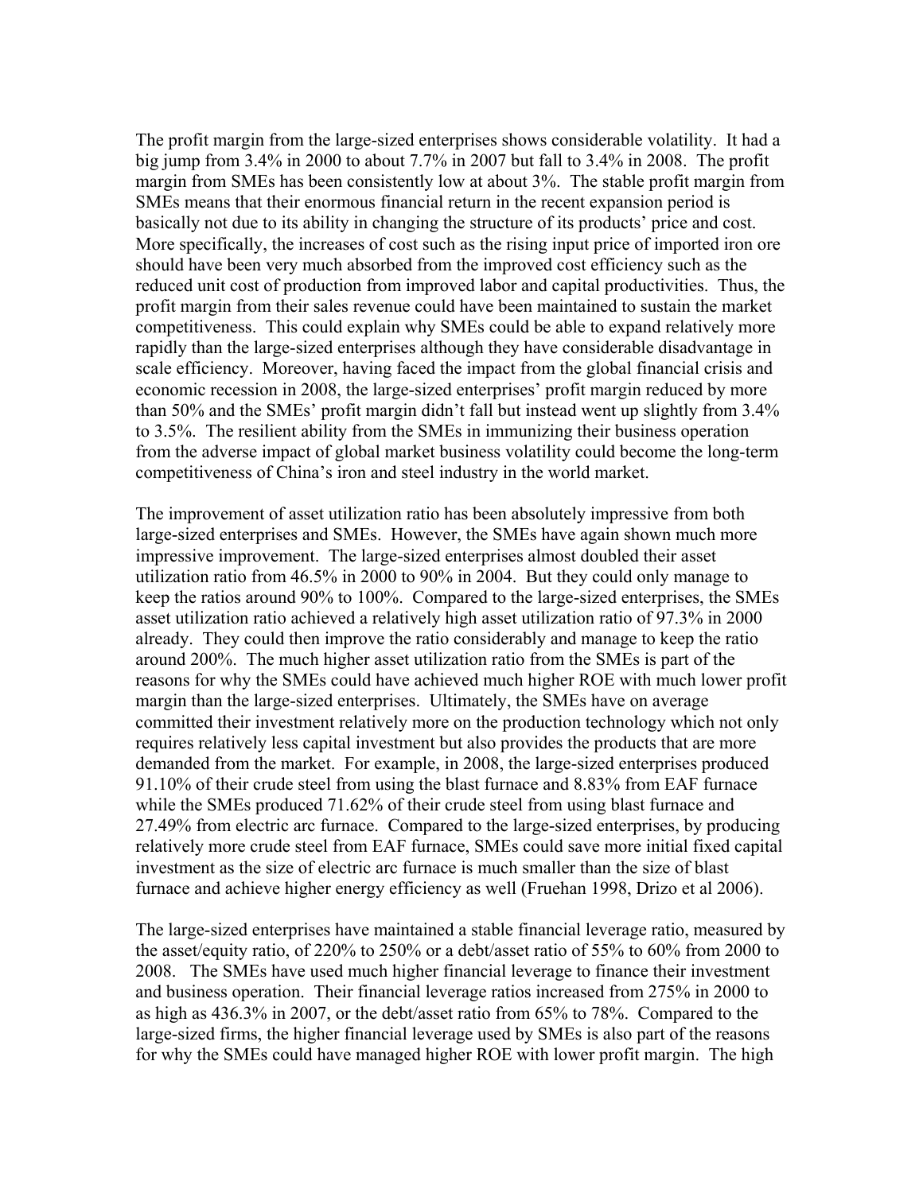The profit margin from the large-sized enterprises shows considerable volatility. It had a big jump from 3.4% in 2000 to about 7.7% in 2007 but fall to 3.4% in 2008. The profit margin from SMEs has been consistently low at about 3%. The stable profit margin from SMEs means that their enormous financial return in the recent expansion period is basically not due to its ability in changing the structure of its products' price and cost. More specifically, the increases of cost such as the rising input price of imported iron ore should have been very much absorbed from the improved cost efficiency such as the reduced unit cost of production from improved labor and capital productivities. Thus, the profit margin from their sales revenue could have been maintained to sustain the market competitiveness. This could explain why SMEs could be able to expand relatively more rapidly than the large-sized enterprises although they have considerable disadvantage in scale efficiency. Moreover, having faced the impact from the global financial crisis and economic recession in 2008, the large-sized enterprises' profit margin reduced by more than 50% and the SMEs' profit margin didn't fall but instead went up slightly from 3.4% to 3.5%. The resilient ability from the SMEs in immunizing their business operation from the adverse impact of global market business volatility could become the long-term competitiveness of China's iron and steel industry in the world market.

The improvement of asset utilization ratio has been absolutely impressive from both large-sized enterprises and SMEs. However, the SMEs have again shown much more impressive improvement. The large-sized enterprises almost doubled their asset utilization ratio from 46.5% in 2000 to 90% in 2004. But they could only manage to keep the ratios around 90% to 100%. Compared to the large-sized enterprises, the SMEs asset utilization ratio achieved a relatively high asset utilization ratio of 97.3% in 2000 already. They could then improve the ratio considerably and manage to keep the ratio around 200%. The much higher asset utilization ratio from the SMEs is part of the reasons for why the SMEs could have achieved much higher ROE with much lower profit margin than the large-sized enterprises. Ultimately, the SMEs have on average committed their investment relatively more on the production technology which not only requires relatively less capital investment but also provides the products that are more demanded from the market. For example, in 2008, the large-sized enterprises produced 91.10% of their crude steel from using the blast furnace and 8.83% from EAF furnace while the SMEs produced 71.62% of their crude steel from using blast furnace and 27.49% from electric arc furnace. Compared to the large-sized enterprises, by producing relatively more crude steel from EAF furnace, SMEs could save more initial fixed capital investment as the size of electric arc furnace is much smaller than the size of blast furnace and achieve higher energy efficiency as well (Fruehan 1998, Drizo et al 2006).

The large-sized enterprises have maintained a stable financial leverage ratio, measured by the asset/equity ratio, of 220% to 250% or a debt/asset ratio of 55% to 60% from 2000 to 2008. The SMEs have used much higher financial leverage to finance their investment and business operation. Their financial leverage ratios increased from 275% in 2000 to as high as 436.3% in 2007, or the debt/asset ratio from 65% to 78%. Compared to the large-sized firms, the higher financial leverage used by SMEs is also part of the reasons for why the SMEs could have managed higher ROE with lower profit margin. The high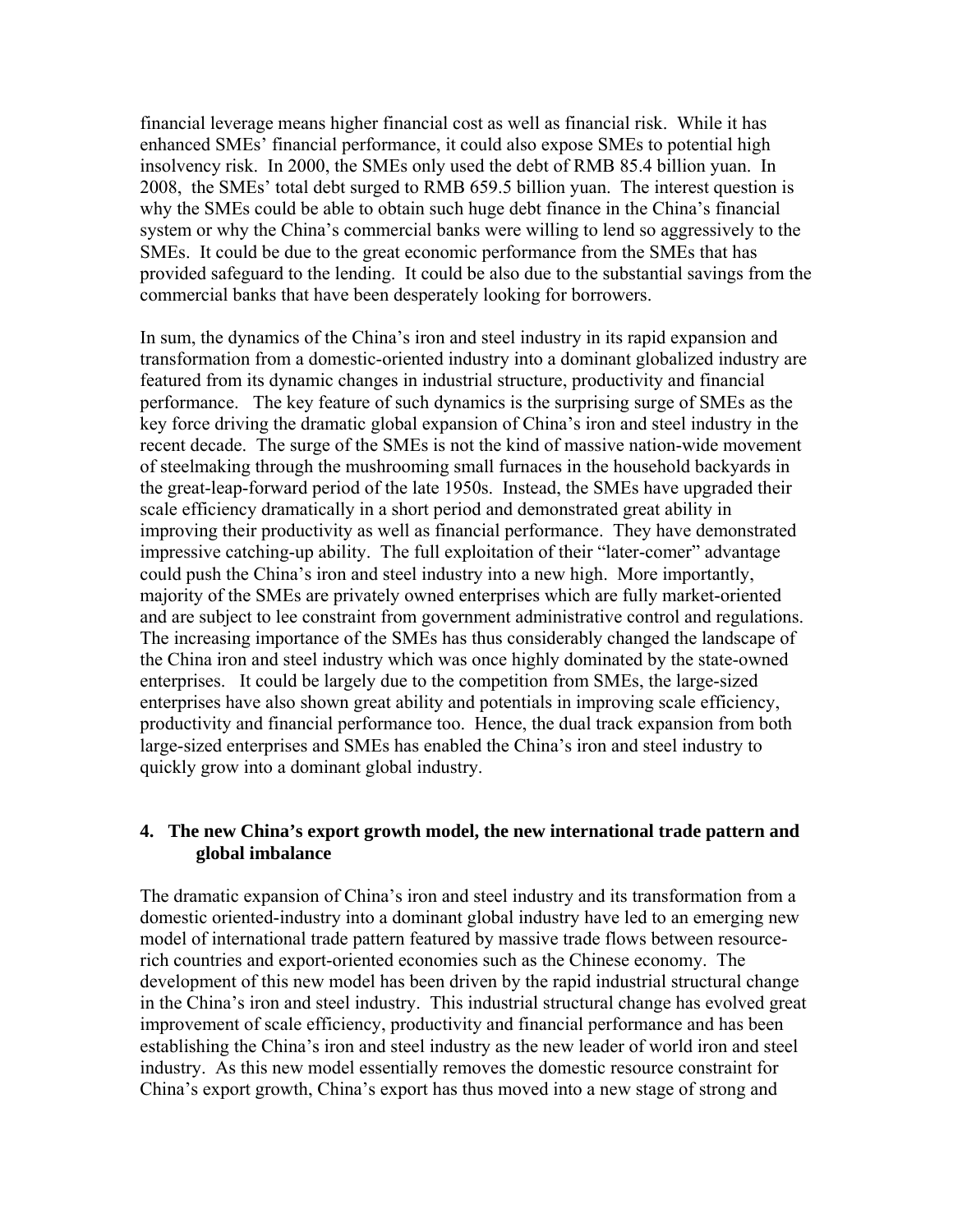financial leverage means higher financial cost as well as financial risk. While it has enhanced SMEs' financial performance, it could also expose SMEs to potential high insolvency risk. In 2000, the SMEs only used the debt of RMB 85.4 billion yuan. In 2008, the SMEs' total debt surged to RMB 659.5 billion yuan. The interest question is why the SMEs could be able to obtain such huge debt finance in the China's financial system or why the China's commercial banks were willing to lend so aggressively to the SMEs. It could be due to the great economic performance from the SMEs that has provided safeguard to the lending. It could be also due to the substantial savings from the commercial banks that have been desperately looking for borrowers.

In sum, the dynamics of the China's iron and steel industry in its rapid expansion and transformation from a domestic-oriented industry into a dominant globalized industry are featured from its dynamic changes in industrial structure, productivity and financial performance. The key feature of such dynamics is the surprising surge of SMEs as the key force driving the dramatic global expansion of China's iron and steel industry in the recent decade. The surge of the SMEs is not the kind of massive nation-wide movement of steelmaking through the mushrooming small furnaces in the household backyards in the great-leap-forward period of the late 1950s. Instead, the SMEs have upgraded their scale efficiency dramatically in a short period and demonstrated great ability in improving their productivity as well as financial performance. They have demonstrated impressive catching-up ability. The full exploitation of their "later-comer" advantage could push the China's iron and steel industry into a new high. More importantly, majority of the SMEs are privately owned enterprises which are fully market-oriented and are subject to lee constraint from government administrative control and regulations. The increasing importance of the SMEs has thus considerably changed the landscape of the China iron and steel industry which was once highly dominated by the state-owned enterprises. It could be largely due to the competition from SMEs, the large-sized enterprises have also shown great ability and potentials in improving scale efficiency, productivity and financial performance too. Hence, the dual track expansion from both large-sized enterprises and SMEs has enabled the China's iron and steel industry to quickly grow into a dominant global industry.

## 4. The new China's export growth model, the new international trade pattern and global imbalance

The dramatic expansion of China's iron and steel industry and its transformation from a domestic oriented-industry into a dominant global industry have led to an emerging new model of international trade pattern featured by massive trade flows between resource-rich countries and export-oriented economies such as the Chinese economy. The development of this new model has been driven by the rapid industrial structural change in the China's iron and steel industry. This industrial structural change has evolved great improvement of scale efficiency, productivity and financial performance and has been establishing the China's iron and steel industry as the new leader of world iron and steel industry. As this new model essentially removes the domestic resource constraint for China's export growth, China's export has thus moved into a new stage of strong and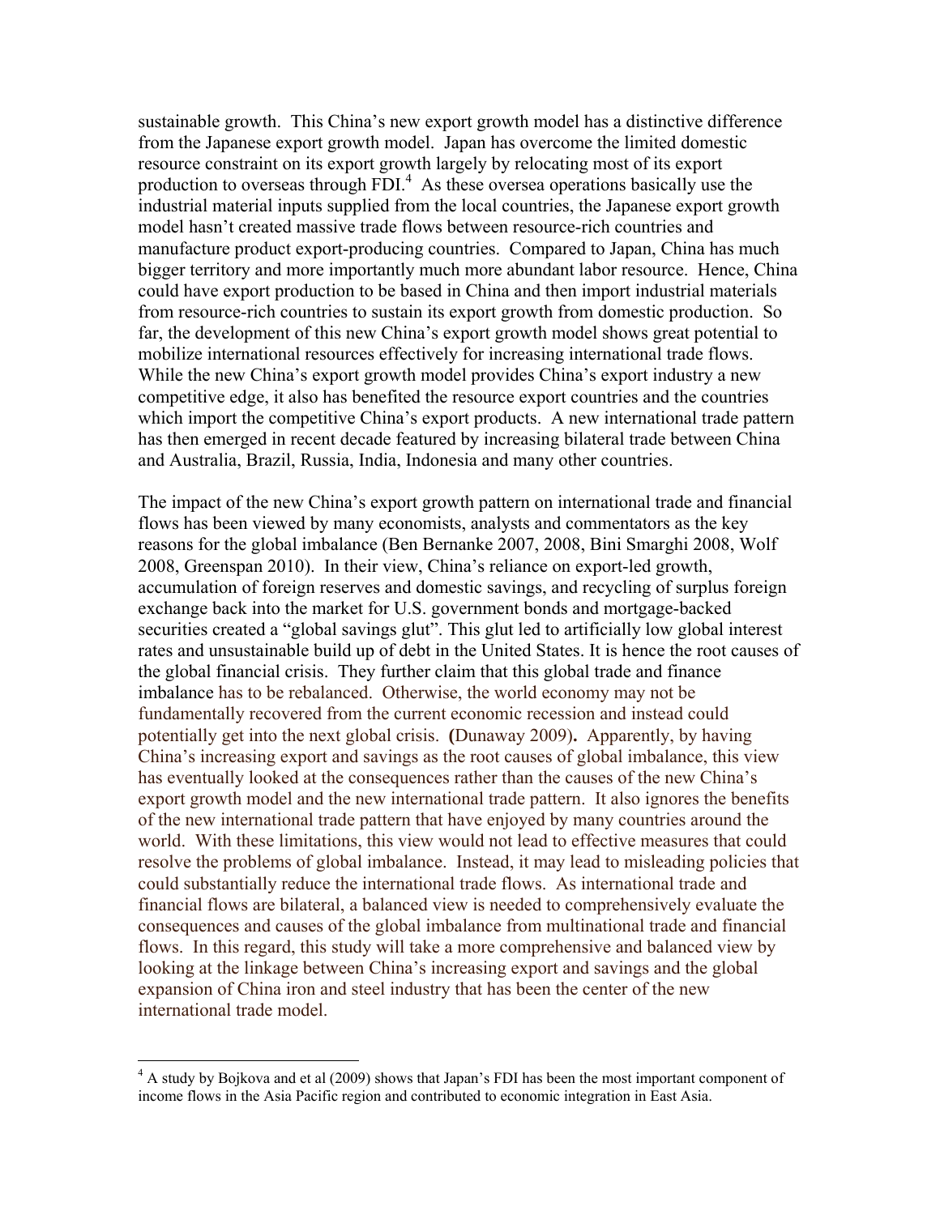sustainable growth. This China's new export growth model has a distinctive difference from the Japanese export growth model. Japan has overcome the limited domestic resource constraint on its export growth largely by relocating most of its export production to overseas through FDI.[4] As these oversea operations basically use the industrial material inputs supplied from the local countries, the Japanese export growth model hasn't created massive trade flows between resource-rich countries and manufacture product export-producing countries. Compared to Japan, China has much bigger territory and more importantly much more abundant labor resource. Hence, China could have export production to be based in China and then import industrial materials from resource-rich countries to sustain its export growth from domestic production. So far, the development of this new China's export growth model shows great potential to mobilize international resources effectively for increasing international trade flows. While the new China's export growth model provides China's export industry a new competitive edge, it also has benefited the resource export countries and the countries which import the competitive China's export products. A new international trade pattern has then emerged in recent decade featured by increasing bilateral trade between China and Australia, Brazil, Russia, India, Indonesia and many other countries.

The impact of the new China's export growth pattern on international trade and financial flows has been viewed by many economists, analysts and commentators as the key reasons for the global imbalance (Ben Bernanke 2007, 2008, Bini Smarghi 2008, Wolf 2008, Greenspan 2010). In their view, China's reliance on export-led growth, accumulation of foreign reserves and domestic savings, and recycling of surplus foreign exchange back into the market for U.S. government bonds and mortgage-backed securities created a "global savings glut". This glut led to artificially low global interest rates and unsustainable build up of debt in the United States. It is hence the root causes of the global financial crisis. They further claim that this global trade and finance imbalance has to be rebalanced. Otherwise, the world economy may not be fundamentally recovered from the current economic recession and instead could potentially get into the next global crisis. **(**Dunaway 2009**)**. Apparently, by having China's increasing export and savings as the root causes of global imbalance, this view has eventually looked at the consequences rather than the causes of the new China's export growth model and the new international trade pattern. It also ignores the benefits of the new international trade pattern that have enjoyed by many countries around the world. With these limitations, this view would not lead to effective measures that could resolve the problems of global imbalance. Instead, it may lead to misleading policies that could substantially reduce the international trade flows. As international trade and financial flows are bilateral, a balanced view is needed to comprehensively evaluate the consequences and causes of the global imbalance from multinational trade and financial flows. In this regard, this study will take a more comprehensive and balanced view by looking at the linkage between China's increasing export and savings and the global expansion of China iron and steel industry that has been the center of the new international trade model.

[4] A study by Bojkova and et al (2009) shows that Japan's FDI has been the most important component of income flows in the Asia Pacific region and contributed to economic integration in East Asia.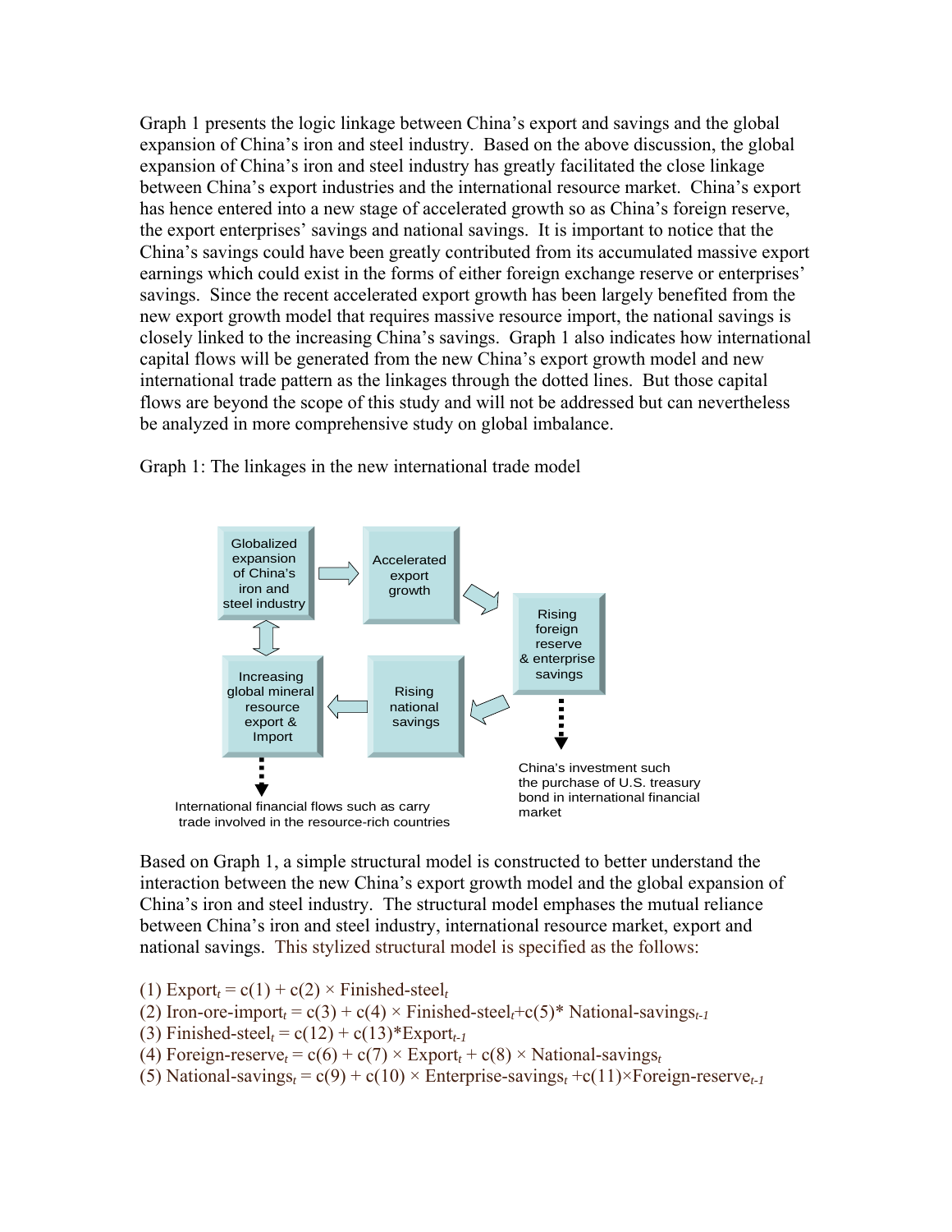Graph 1 presents the logic linkage between China's export and savings and the global expansion of China's iron and steel industry. Based on the above discussion, the global expansion of China's iron and steel industry has greatly facilitated the close linkage between China's export industries and the international resource market. China's export has hence entered into a new stage of accelerated growth so as China's foreign reserve, the export enterprises' savings and national savings. It is important to notice that the China's savings could have been greatly contributed from its accumulated massive export earnings which could exist in the forms of either foreign exchange reserve or enterprises' savings. Since the recent accelerated export growth has been largely benefited from the new export growth model that requires massive resource import, the national savings is closely linked to the increasing China's savings. Graph 1 also indicates how international capital flows will be generated from the new China's export growth model and new international trade pattern as the linkages through the dotted lines. But those capital flows are beyond the scope of this study and will not be addressed but can nevertheless be analyzed in more comprehensive study on global imbalance.

Graph 1: The linkages in the new international trade model

Globalized expansion of China's iron and steel industry → Accelerated export growth → Rising foreign reserve & enterprise savings → Rising national savings → Increasing global mineral resource export & Import ↔ Globalized expansion of China's iron and steel industry

Rising foreign reserve & enterprise savings ⇣ China's investment such the purchase of U.S. treasury bond in international financial market

Increasing global mineral resource export & Import ⇣ International financial flows such as carry trade involved in the resource-rich countries

Based on Graph 1, a simple structural model is constructed to better understand the interaction between the new China's export growth model and the global expansion of China's iron and steel industry. The structural model emphases the mutual reliance between China's iron and steel industry, international resource market, export and national savings. This stylized structural model is specified as the follows:

(1) $\text{Export}_t = c(1) + c(2) \times \text{Finished-steel}_t$

(2) $\text{Iron-ore-import}_t = c(3) + c(4) \times \text{Finished-steel}_t + c(5) * \text{National-savings}_{t-1}$

(3) $\text{Finished-steel}_t = c(12) + c(13) * \text{Export}_{t-1}$

(4) $\text{Foreign-reserve}_t = c(6) + c(7) \times \text{Export}_t + c(8) \times \text{National-savings}_t$

(5) $\text{National-savings}_t = c(9) + c(10) \times \text{Enterprise-savings}_t + c(11) \times \text{Foreign-reserve}_{t-1}$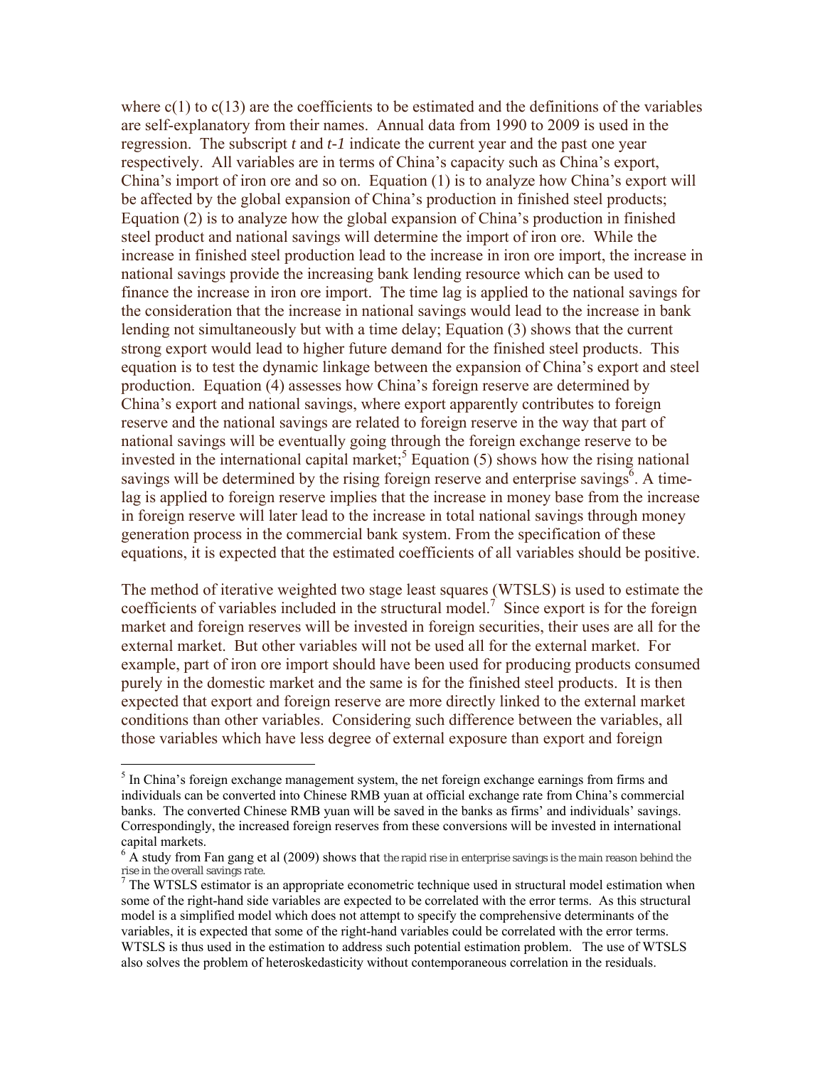where c(1) to c(13) are the coefficients to be estimated and the definitions of the variables are self-explanatory from their names. Annual data from 1990 to 2009 is used in the regression. The subscript $t$ and $t-1$ indicate the current year and the past one year respectively. All variables are in terms of China's capacity such as China's export, China's import of iron ore and so on. Equation (1) is to analyze how China's export will be affected by the global expansion of China's production in finished steel products; Equation (2) is to analyze how the global expansion of China's production in finished steel product and national savings will determine the import of iron ore. While the increase in finished steel production lead to the increase in iron ore import, the increase in national savings provide the increasing bank lending resource which can be used to finance the increase in iron ore import. The time lag is applied to the national savings for the consideration that the increase in national savings would lead to the increase in bank lending not simultaneously but with a time delay; Equation (3) shows that the current strong export would lead to higher future demand for the finished steel products. This equation is to test the dynamic linkage between the expansion of China's export and steel production. Equation (4) assesses how China's foreign reserve are determined by China's export and national savings, where export apparently contributes to foreign reserve and the national savings are related to foreign reserve in the way that part of national savings will be eventually going through the foreign exchange reserve to be invested in the international capital market;[5] Equation (5) shows how the rising national savings will be determined by the rising foreign reserve and enterprise savings[6]. A time-lag is applied to foreign reserve implies that the increase in money base from the increase in foreign reserve will later lead to the increase in total national savings through money generation process in the commercial bank system. From the specification of these equations, it is expected that the estimated coefficients of all variables should be positive.

The method of iterative weighted two stage least squares (WTSLS) is used to estimate the coefficients of variables included in the structural model.[7] Since export is for the foreign market and foreign reserves will be invested in foreign securities, their uses are all for the external market. But other variables will not be used all for the external market. For example, part of iron ore import should have been used for producing products consumed purely in the domestic market and the same is for the finished steel products. It is then expected that export and foreign reserve are more directly linked to the external market conditions than other variables. Considering such difference between the variables, all those variables which have less degree of external exposure than export and foreign

---

[5] In China's foreign exchange management system, the net foreign exchange earnings from firms and individuals can be converted into Chinese RMB yuan at official exchange rate from China's commercial banks. The converted Chinese RMB yuan will be saved in the banks as firms' and individuals' savings. Correspondingly, the increased foreign reserves from these conversions will be invested in international capital markets.

[6] A study from Fan gang et al (2009) shows that the rapid rise in enterprise savings is the main reason behind the rise in the overall savings rate.

[7] The WTSLS estimator is an appropriate econometric technique used in structural model estimation when some of the right-hand side variables are expected to be correlated with the error terms. As this structural model is a simplified model which does not attempt to specify the comprehensive determinants of the variables, it is expected that some of the right-hand variables could be correlated with the error terms. WTSLS is thus used in the estimation to address such potential estimation problem. The use of WTSLS also solves the problem of heteroskedasticity without contemporaneous correlation in the residuals.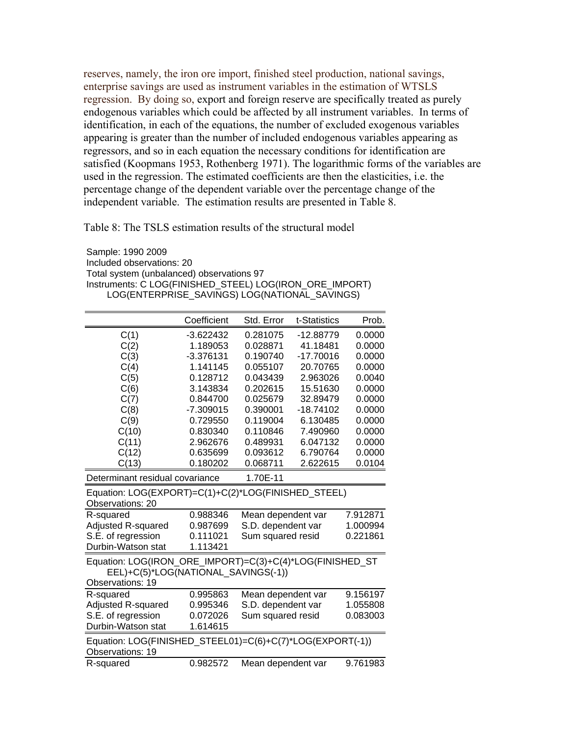reserves, namely, the iron ore import, finished steel production, national savings, enterprise savings are used as instrument variables in the estimation of WTSLS regression. By doing so, export and foreign reserve are specifically treated as purely endogenous variables which could be affected by all instrument variables. In terms of identification, in each of the equations, the number of excluded exogenous variables appearing is greater than the number of included endogenous variables appearing as regressors, and so in each equation the necessary conditions for identification are satisfied (Koopmans 1953, Rothenberg 1971). The logarithmic forms of the variables are used in the regression. The estimated coefficients are then the elasticities, i.e. the percentage change of the dependent variable over the percentage change of the independent variable. The estimation results are presented in Table 8.

Table 8: The TSLS estimation results of the structural model

Sample: 1990 2009
Included observations: 20
Total system (unbalanced) observations 97
Instruments: C LOG(FINISHED_STEEL) LOG(IRON_ORE_IMPORT) LOG(ENTERPRISE_SAVINGS) LOG(NATIONAL_SAVINGS)

| | Coefficient | Std. Error | t-Statistics | Prob. |
|---|---|---|---|---|
| C(1) | -3.622432 | 0.281075 | -12.88779 | 0.0000 |
| C(2) | 1.189053 | 0.028871 | 41.18481 | 0.0000 |
| C(3) | -3.376131 | 0.190740 | -17.70016 | 0.0000 |
| C(4) | 1.141145 | 0.055107 | 20.70765 | 0.0000 |
| C(5) | 0.128712 | 0.043439 | 2.963026 | 0.0040 |
| C(6) | 3.143834 | 0.202615 | 15.51630 | 0.0000 |
| C(7) | 0.844700 | 0.025679 | 32.89479 | 0.0000 |
| C(8) | -7.309015 | 0.390001 | -18.74102 | 0.0000 |
| C(9) | 0.729550 | 0.119004 | 6.130485 | 0.0000 |
| C(10) | 0.830340 | 0.110846 | 7.490960 | 0.0000 |
| C(11) | 2.962676 | 0.489931 | 6.047132 | 0.0000 |
| C(12) | 0.635699 | 0.093612 | 6.790764 | 0.0000 |
| C(13) | 0.180202 | 0.068711 | 2.622615 | 0.0104 |
| Determinant residual covariance | | 1.70E-11 | | |

Equation: LOG(EXPORT)=C(1)+C(2)*LOG(FINISHED_STEEL)
Observations: 20

| | | | |
|---|---|---|---|
| R-squared | 0.988346 | Mean dependent var | 7.912871 |
| Adjusted R-squared | 0.987699 | S.D. dependent var | 1.000994 |
| S.E. of regression | 0.111021 | Sum squared resid | 0.221861 |
| Durbin-Watson stat | 1.113421 | | |

Equation: LOG(IRON_ORE_IMPORT)=C(3)+C(4)*LOG(FINISHED_STEEL)+C(5)*LOG(NATIONAL_SAVINGS(-1))
Observations: 19

| | | | |
|---|---|---|---|
| R-squared | 0.995863 | Mean dependent var | 9.156197 |
| Adjusted R-squared | 0.995346 | S.D. dependent var | 1.055808 |
| S.E. of regression | 0.072026 | Sum squared resid | 0.083003 |
| Durbin-Watson stat | 1.614615 | | |

Equation: LOG(FINISHED_STEEL01)=C(6)+C(7)*LOG(EXPORT(-1))
Observations: 19

| | | | |
|---|---|---|---|
| R-squared | 0.982572 | Mean dependent var | 9.761983 |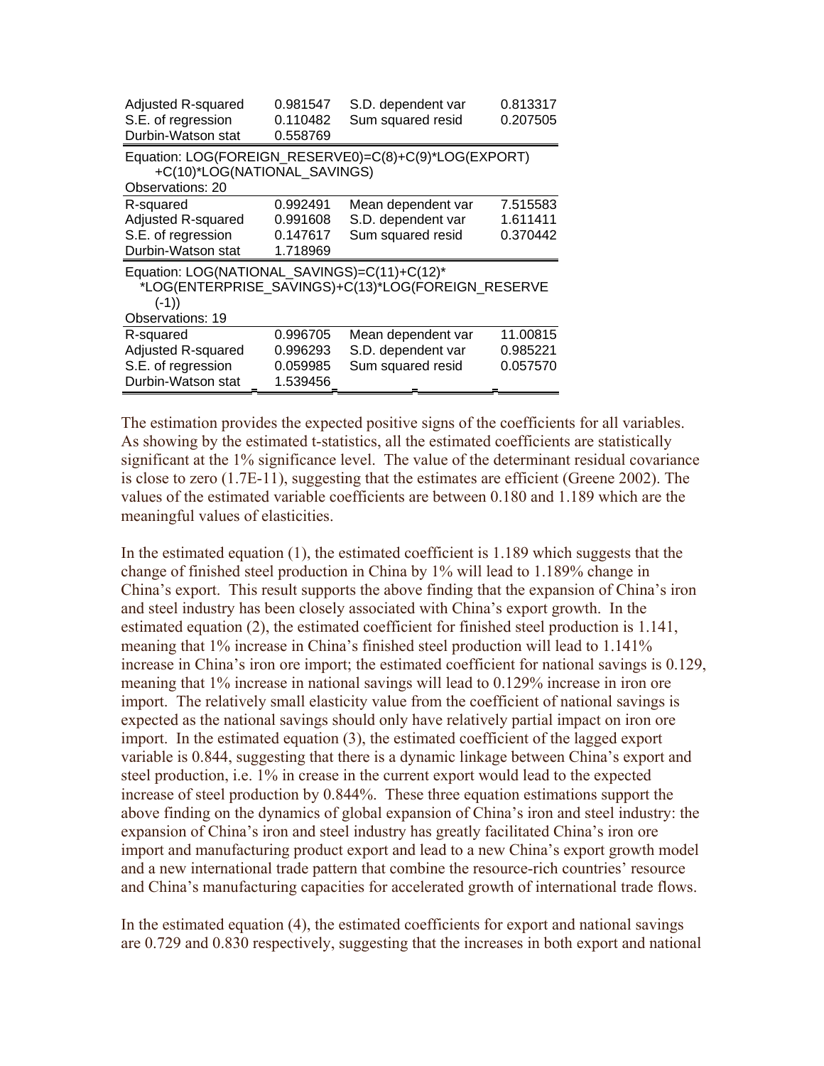| | | | |
|---|---|---|---|
| Adjusted R-squared | 0.981547 | S.D. dependent var | 0.813317 |
| S.E. of regression | 0.110482 | Sum squared resid | 0.207505 |
| Durbin-Watson stat | 0.558769 | | |

Equation: LOG(FOREIGN_RESERVE0)=C(8)+C(9)*LOG(EXPORT) +C(10)*LOG(NATIONAL_SAVINGS)
Observations: 20

| | | | |
|---|---|---|---|
| R-squared | 0.992491 | Mean dependent var | 7.515583 |
| Adjusted R-squared | 0.991608 | S.D. dependent var | 1.611411 |
| S.E. of regression | 0.147617 | Sum squared resid | 0.370442 |
| Durbin-Watson stat | 1.718969 | | |

Equation: LOG(NATIONAL_SAVINGS)=C(11)+C(12)* *LOG(ENTERPRISE_SAVINGS)+C(13)*LOG(FOREIGN_RESERVE (-1))
Observations: 19

| | | | |
|---|---|---|---|
| R-squared | 0.996705 | Mean dependent var | 11.00815 |
| Adjusted R-squared | 0.996293 | S.D. dependent var | 0.985221 |
| S.E. of regression | 0.059985 | Sum squared resid | 0.057570 |
| Durbin-Watson stat | 1.539456 | | |

The estimation provides the expected positive signs of the coefficients for all variables. As showing by the estimated t-statistics, all the estimated coefficients are statistically significant at the 1% significance level. The value of the determinant residual covariance is close to zero (1.7E-11), suggesting that the estimates are efficient (Greene 2002). The values of the estimated variable coefficients are between 0.180 and 1.189 which are the meaningful values of elasticities.

In the estimated equation (1), the estimated coefficient is 1.189 which suggests that the change of finished steel production in China by 1% will lead to 1.189% change in China's export. This result supports the above finding that the expansion of China's iron and steel industry has been closely associated with China's export growth. In the estimated equation (2), the estimated coefficient for finished steel production is 1.141, meaning that 1% increase in China's finished steel production will lead to 1.141% increase in China's iron ore import; the estimated coefficient for national savings is 0.129, meaning that 1% increase in national savings will lead to 0.129% increase in iron ore import. The relatively small elasticity value from the coefficient of national savings is expected as the national savings should only have relatively partial impact on iron ore import. In the estimated equation (3), the estimated coefficient of the lagged export variable is 0.844, suggesting that there is a dynamic linkage between China's export and steel production, i.e. 1% in crease in the current export would lead to the expected increase of steel production by 0.844%. These three equation estimations support the above finding on the dynamics of global expansion of China's iron and steel industry: the expansion of China's iron and steel industry has greatly facilitated China's iron ore import and manufacturing product export and lead to a new China's export growth model and a new international trade pattern that combine the resource-rich countries' resource and China's manufacturing capacities for accelerated growth of international trade flows.

In the estimated equation (4), the estimated coefficients for export and national savings are 0.729 and 0.830 respectively, suggesting that the increases in both export and national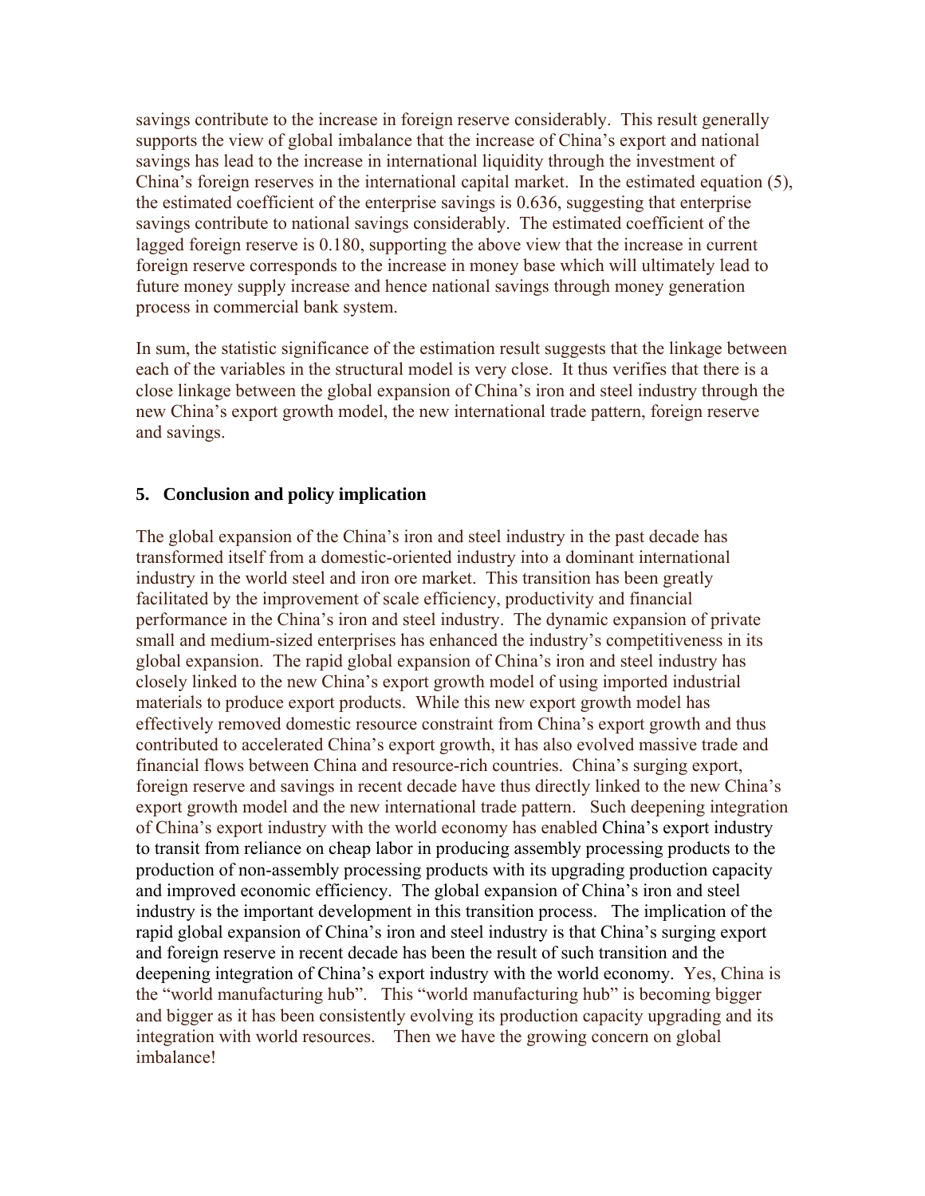savings contribute to the increase in foreign reserve considerably. This result generally supports the view of global imbalance that the increase of China's export and national savings has lead to the increase in international liquidity through the investment of China's foreign reserves in the international capital market. In the estimated equation (5), the estimated coefficient of the enterprise savings is 0.636, suggesting that enterprise savings contribute to national savings considerably. The estimated coefficient of the lagged foreign reserve is 0.180, supporting the above view that the increase in current foreign reserve corresponds to the increase in money base which will ultimately lead to future money supply increase and hence national savings through money generation process in commercial bank system.

In sum, the statistic significance of the estimation result suggests that the linkage between each of the variables in the structural model is very close. It thus verifies that there is a close linkage between the global expansion of China's iron and steel industry through the new China's export growth model, the new international trade pattern, foreign reserve and savings.

## 5. Conclusion and policy implication

The global expansion of the China's iron and steel industry in the past decade has transformed itself from a domestic-oriented industry into a dominant international industry in the world steel and iron ore market. This transition has been greatly facilitated by the improvement of scale efficiency, productivity and financial performance in the China's iron and steel industry. The dynamic expansion of private small and medium-sized enterprises has enhanced the industry's competitiveness in its global expansion. The rapid global expansion of China's iron and steel industry has closely linked to the new China's export growth model of using imported industrial materials to produce export products. While this new export growth model has effectively removed domestic resource constraint from China's export growth and thus contributed to accelerated China's export growth, it has also evolved massive trade and financial flows between China and resource-rich countries. China's surging export, foreign reserve and savings in recent decade have thus directly linked to the new China's export growth model and the new international trade pattern. Such deepening integration of China's export industry with the world economy has enabled China's export industry to transit from reliance on cheap labor in producing assembly processing products to the production of non-assembly processing products with its upgrading production capacity and improved economic efficiency. The global expansion of China's iron and steel industry is the important development in this transition process. The implication of the rapid global expansion of China's iron and steel industry is that China's surging export and foreign reserve in recent decade has been the result of such transition and the deepening integration of China's export industry with the world economy. Yes, China is the "world manufacturing hub". This "world manufacturing hub" is becoming bigger and bigger as it has been consistently evolving its production capacity upgrading and its integration with world resources. Then we have the growing concern on global imbalance!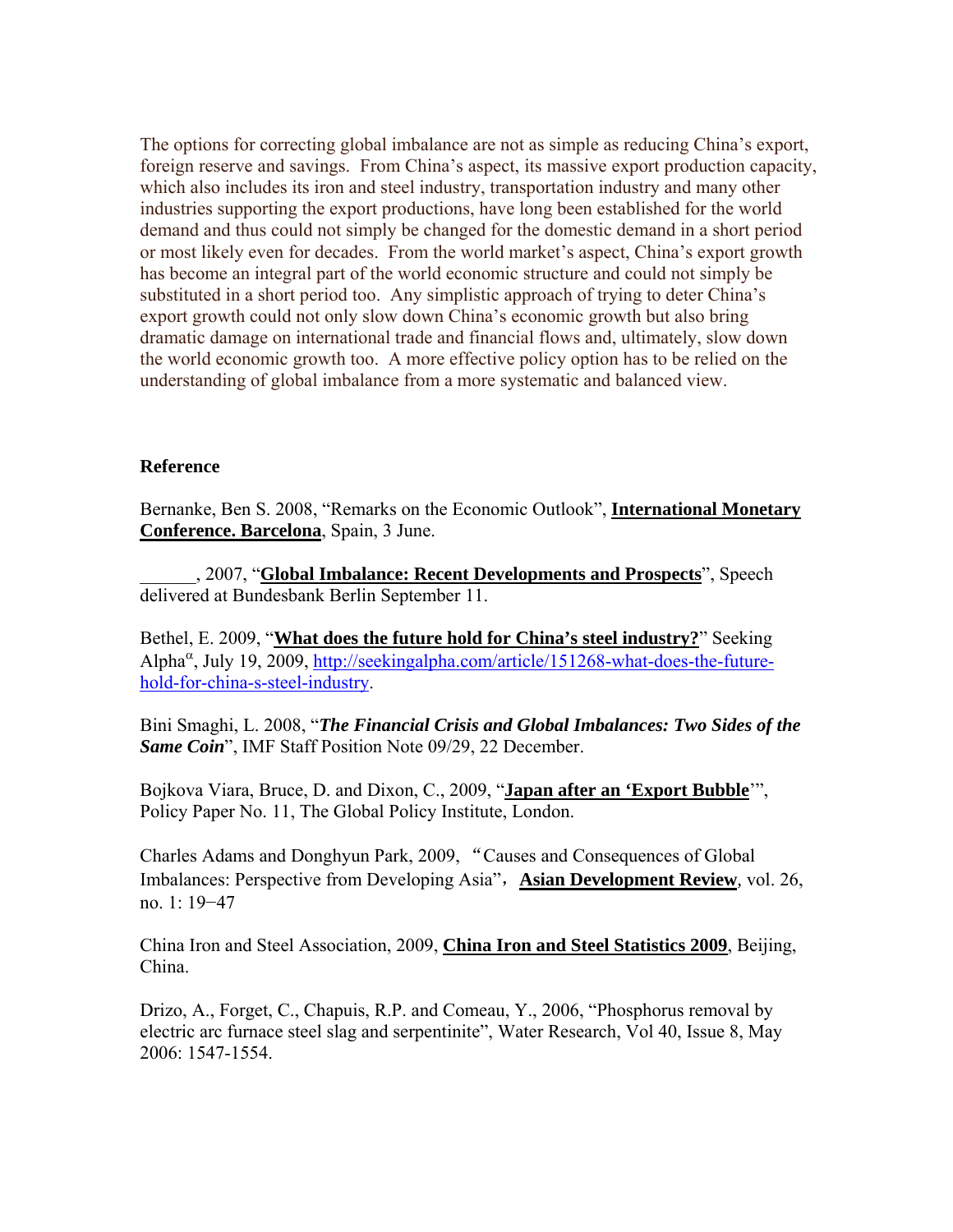The options for correcting global imbalance are not as simple as reducing China's export, foreign reserve and savings. From China's aspect, its massive export production capacity, which also includes its iron and steel industry, transportation industry and many other industries supporting the export productions, have long been established for the world demand and thus could not simply be changed for the domestic demand in a short period or most likely even for decades. From the world market's aspect, China's export growth has become an integral part of the world economic structure and could not simply be substituted in a short period too. Any simplistic approach of trying to deter China's export growth could not only slow down China's economic growth but also bring dramatic damage on international trade and financial flows and, ultimately, slow down the world economic growth too. A more effective policy option has to be relied on the understanding of global imbalance from a more systematic and balanced view.

**Reference**

Bernanke, Ben S. 2008, "Remarks on the Economic Outlook", **International Monetary Conference. Barcelona**, Spain, 3 June.

______, 2007, "**Global Imbalance: Recent Developments and Prospects**", Speech delivered at Bundesbank Berlin September 11.

Bethel, E. 2009, "**What does the future hold for China's steel industry?**" Seeking Alpha$^{\alpha}$, July 19, 2009, http://seekingalpha.com/article/151268-what-does-the-future-hold-for-china-s-steel-industry.

Bini Smaghi, L. 2008, "***The Financial Crisis and Global Imbalances: Two Sides of the Same Coin***", IMF Staff Position Note 09/29, 22 December.

Bojkova Viara, Bruce, D. and Dixon, C., 2009, "**Japan after an 'Export Bubble**'", Policy Paper No. 11, The Global Policy Institute, London.

Charles Adams and Donghyun Park, 2009, "Causes and Consequences of Global Imbalances: Perspective from Developing Asia", **Asian Development Review**, vol. 26, no. 1: 19−47

China Iron and Steel Association, 2009, **China Iron and Steel Statistics 2009**, Beijing, China.

Drizo, A., Forget, C., Chapuis, R.P. and Comeau, Y., 2006, "Phosphorus removal by electric arc furnace steel slag and serpentinite", Water Research, Vol 40, Issue 8, May 2006: 1547-1554.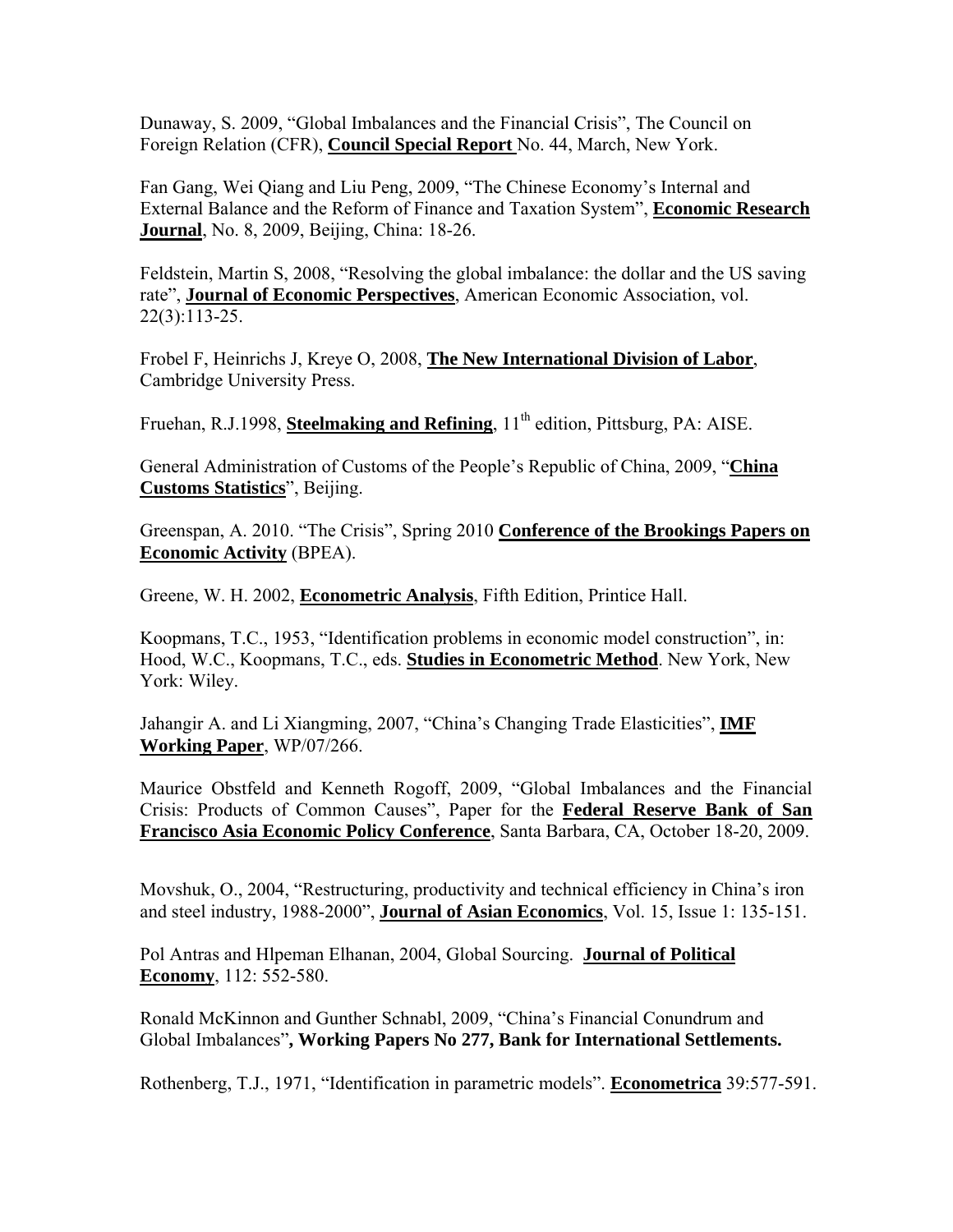Dunaway, S. 2009, “Global Imbalances and the Financial Crisis”, The Council on Foreign Relation (CFR), **Council Special Report** No. 44, March, New York.

Fan Gang, Wei Qiang and Liu Peng, 2009, “The Chinese Economy’s Internal and External Balance and the Reform of Finance and Taxation System”, **Economic Research Journal**, No. 8, 2009, Beijing, China: 18-26.

Feldstein, Martin S, 2008, “Resolving the global imbalance: the dollar and the US saving rate”, **Journal of Economic Perspectives**, American Economic Association, vol. 22(3):113-25.

Frobel F, Heinrichs J, Kreye O, 2008, **The New International Division of Labor**, Cambridge University Press.

Fruehan, R.J.1998, **Steelmaking and Refining**, 11th edition, Pittsburg, PA: AISE.

General Administration of Customs of the People’s Republic of China, 2009, “**China Customs Statistics**”, Beijing.

Greenspan, A. 2010. “The Crisis”, Spring 2010 **Conference of the Brookings Papers on Economic Activity** (BPEA).

Greene, W. H. 2002, **Econometric Analysis**, Fifth Edition, Printice Hall.

Koopmans, T.C., 1953, “Identification problems in economic model construction”, in: Hood, W.C., Koopmans, T.C., eds. **Studies in Econometric Method**. New York, New York: Wiley.

Jahangir A. and Li Xiangming, 2007, “China’s Changing Trade Elasticities”, **IMF Working Paper**, WP/07/266.

Maurice Obstfeld and Kenneth Rogoff, 2009, “Global Imbalances and the Financial Crisis: Products of Common Causes”, Paper for the **Federal Reserve Bank of San Francisco Asia Economic Policy Conference**, Santa Barbara, CA, October 18-20, 2009.

Movshuk, O., 2004, “Restructuring, productivity and technical efficiency in China’s iron and steel industry, 1988-2000”, **Journal of Asian Economics**, Vol. 15, Issue 1: 135-151.

Pol Antras and Hlpeman Elhanan, 2004, Global Sourcing. **Journal of Political Economy**, 112: 552-580.

Ronald McKinnon and Gunther Schnabl, 2009, “China’s Financial Conundrum and Global Imbalances”**, Working Papers No 277, Bank for International Settlements.**

Rothenberg, T.J., 1971, “Identification in parametric models”. **Econometrica** 39:577-591.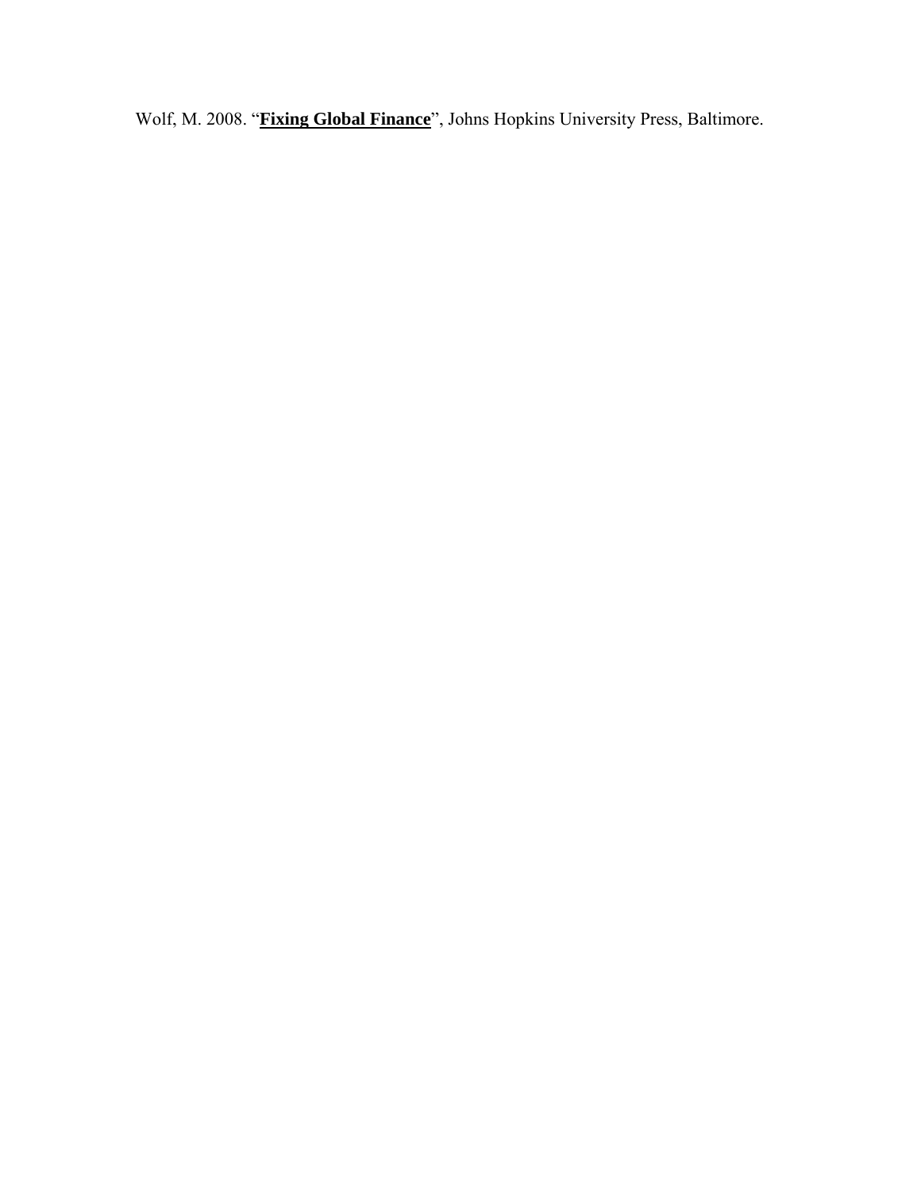Wolf, M. 2008. “**Fixing Global Finance**”, Johns Hopkins University Press, Baltimore.